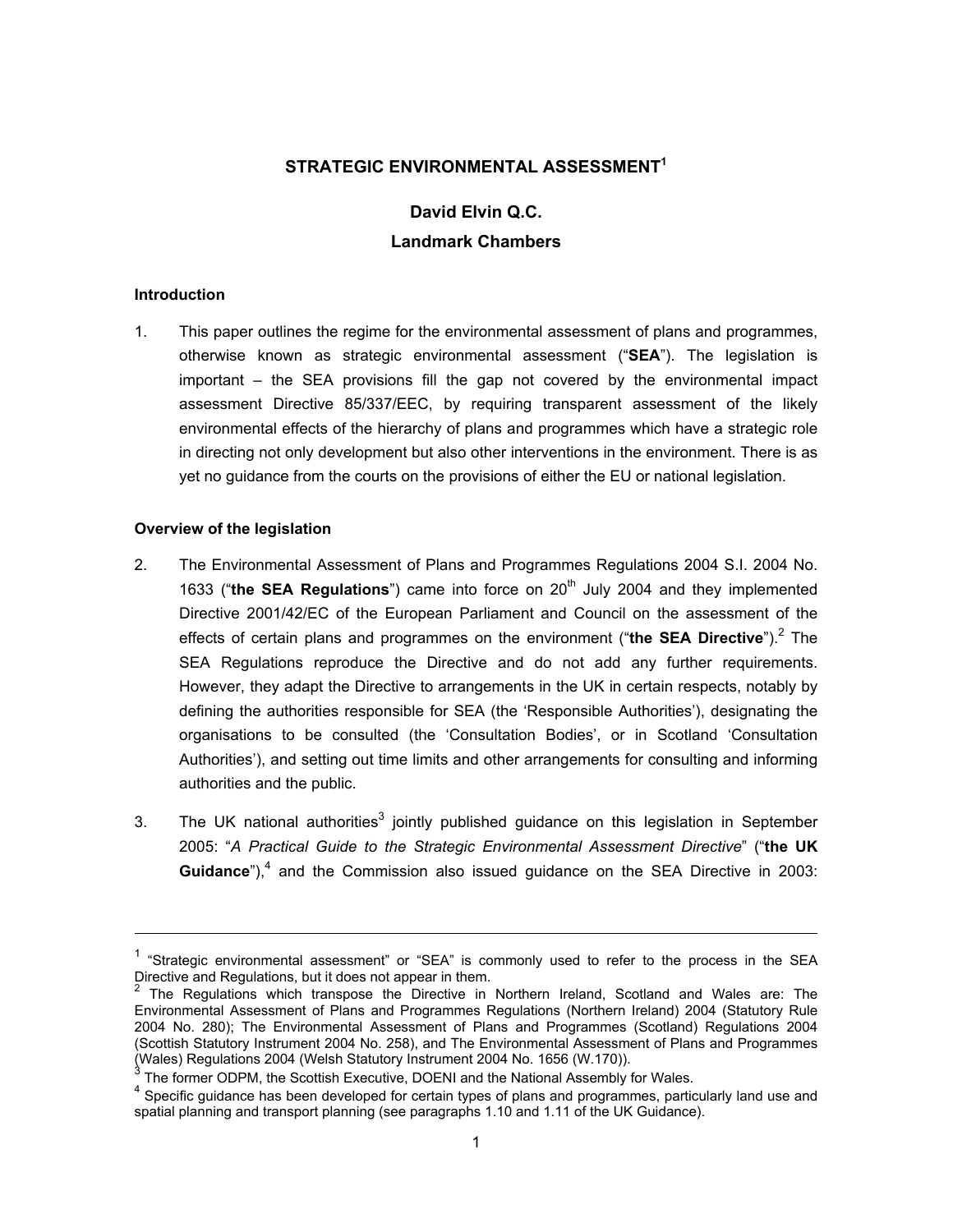# STRATEGIC ENVIRONMENTAL ASSESSMENT[1]

## David Elvin Q.C.

## Landmark Chambers

### Introduction

1. This paper outlines the regime for the environmental assessment of plans and programmes, otherwise known as strategic environmental assessment ("**SEA**"). The legislation is important – the SEA provisions fill the gap not covered by the environmental impact assessment Directive 85/337/EEC, by requiring transparent assessment of the likely environmental effects of the hierarchy of plans and programmes which have a strategic role in directing not only development but also other interventions in the environment. There is as yet no guidance from the courts on the provisions of either the EU or national legislation.

### Overview of the legislation

2. The Environmental Assessment of Plans and Programmes Regulations 2004 S.I. 2004 No. 1633 ("**the SEA Regulations**") came into force on 20th July 2004 and they implemented Directive 2001/42/EC of the European Parliament and Council on the assessment of the effects of certain plans and programmes on the environment ("**the SEA Directive**").[2] The SEA Regulations reproduce the Directive and do not add any further requirements. However, they adapt the Directive to arrangements in the UK in certain respects, notably by defining the authorities responsible for SEA (the 'Responsible Authorities'), designating the organisations to be consulted (the 'Consultation Bodies', or in Scotland 'Consultation Authorities'), and setting out time limits and other arrangements for consulting and informing authorities and the public.

3. The UK national authorities[3] jointly published guidance on this legislation in September 2005: "*A Practical Guide to the Strategic Environmental Assessment Directive*" ("**the UK Guidance**"),[4] and the Commission also issued guidance on the SEA Directive in 2003:

---

[1] "Strategic environmental assessment" or "SEA" is commonly used to refer to the process in the SEA Directive and Regulations, but it does not appear in them.

[2] The Regulations which transpose the Directive in Northern Ireland, Scotland and Wales are: The Environmental Assessment of Plans and Programmes Regulations (Northern Ireland) 2004 (Statutory Rule 2004 No. 280); The Environmental Assessment of Plans and Programmes (Scotland) Regulations 2004 (Scottish Statutory Instrument 2004 No. 258), and The Environmental Assessment of Plans and Programmes (Wales) Regulations 2004 (Welsh Statutory Instrument 2004 No. 1656 (W.170)).

[3] The former ODPM, the Scottish Executive, DOENI and the National Assembly for Wales.

[4] Specific guidance has been developed for certain types of plans and programmes, particularly land use and spatial planning and transport planning (see paragraphs 1.10 and 1.11 of the UK Guidance).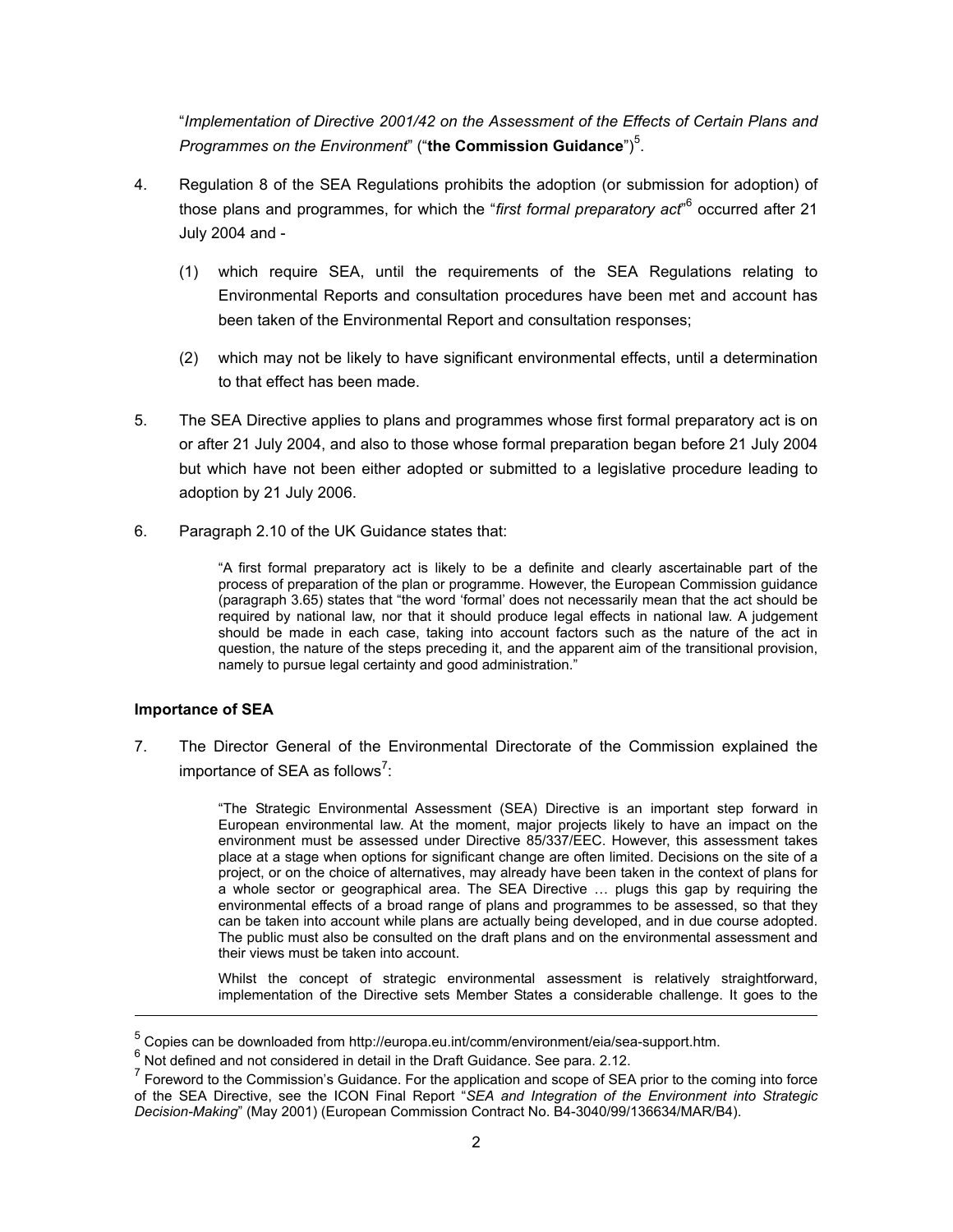"*Implementation of Directive 2001/42 on the Assessment of the Effects of Certain Plans and Programmes on the Environment*" ("**the Commission Guidance**")[5].

4. Regulation 8 of the SEA Regulations prohibits the adoption (or submission for adoption) of those plans and programmes, for which the "*first formal preparatory act*"[6] occurred after 21 July 2004 and -

   (1) which require SEA, until the requirements of the SEA Regulations relating to Environmental Reports and consultation procedures have been met and account has been taken of the Environmental Report and consultation responses;

   (2) which may not be likely to have significant environmental effects, until a determination to that effect has been made.

5. The SEA Directive applies to plans and programmes whose first formal preparatory act is on or after 21 July 2004, and also to those whose formal preparation began before 21 July 2004 but which have not been either adopted or submitted to a legislative procedure leading to adoption by 21 July 2006.

6. Paragraph 2.10 of the UK Guidance states that:

> "A first formal preparatory act is likely to be a definite and clearly ascertainable part of the process of preparation of the plan or programme. However, the European Commission guidance (paragraph 3.65) states that "the word 'formal' does not necessarily mean that the act should be required by national law, nor that it should produce legal effects in national law. A judgement should be made in each case, taking into account factors such as the nature of the act in question, the nature of the steps preceding it, and the apparent aim of the transitional provision, namely to pursue legal certainty and good administration."

### Importance of SEA

7. The Director General of the Environmental Directorate of the Commission explained the importance of SEA as follows[7]:

> "The Strategic Environmental Assessment (SEA) Directive is an important step forward in European environmental law. At the moment, major projects likely to have an impact on the environment must be assessed under Directive 85/337/EEC. However, this assessment takes place at a stage when options for significant change are often limited. Decisions on the site of a project, or on the choice of alternatives, may already have been taken in the context of plans for a whole sector or geographical area. The SEA Directive … plugs this gap by requiring the environmental effects of a broad range of plans and programmes to be assessed, so that they can be taken into account while plans are actually being developed, and in due course adopted. The public must also be consulted on the draft plans and on the environmental assessment and their views must be taken into account.
>
> Whilst the concept of strategic environmental assessment is relatively straightforward, implementation of the Directive sets Member States a considerable challenge. It goes to the

---

[5] Copies can be downloaded from http://europa.eu.int/comm/environment/eia/sea-support.htm.

[6] Not defined and not considered in detail in the Draft Guidance. See para. 2.12.

[7] Foreword to the Commission's Guidance. For the application and scope of SEA prior to the coming into force of the SEA Directive, see the ICON Final Report "*SEA and Integration of the Environment into Strategic Decision-Making*" (May 2001) (European Commission Contract No. B4-3040/99/136634/MAR/B4).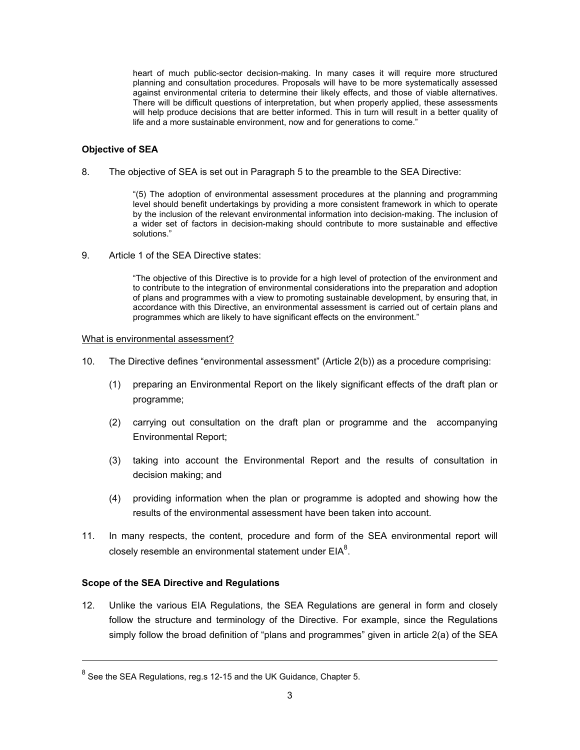> heart of much public-sector decision-making. In many cases it will require more structured planning and consultation procedures. Proposals will have to be more systematically assessed against environmental criteria to determine their likely effects, and those of viable alternatives. There will be difficult questions of interpretation, but when properly applied, these assessments will help produce decisions that are better informed. This in turn will result in a better quality of life and a more sustainable environment, now and for generations to come."

**Objective of SEA**

8. The objective of SEA is set out in Paragraph 5 to the preamble to the SEA Directive:

> "(5) The adoption of environmental assessment procedures at the planning and programming level should benefit undertakings by providing a more consistent framework in which to operate by the inclusion of the relevant environmental information into decision-making. The inclusion of a wider set of factors in decision-making should contribute to more sustainable and effective solutions."

9. Article 1 of the SEA Directive states:

> "The objective of this Directive is to provide for a high level of protection of the environment and to contribute to the integration of environmental considerations into the preparation and adoption of plans and programmes with a view to promoting sustainable development, by ensuring that, in accordance with this Directive, an environmental assessment is carried out of certain plans and programmes which are likely to have significant effects on the environment."

<u>What is environmental assessment?</u>

10. The Directive defines "environmental assessment" (Article 2(b)) as a procedure comprising:

    (1) preparing an Environmental Report on the likely significant effects of the draft plan or programme;

    (2) carrying out consultation on the draft plan or programme and the accompanying Environmental Report;

    (3) taking into account the Environmental Report and the results of consultation in decision making; and

    (4) providing information when the plan or programme is adopted and showing how the results of the environmental assessment have been taken into account.

11. In many respects, the content, procedure and form of the SEA environmental report will closely resemble an environmental statement under EIA[8].

**Scope of the SEA Directive and Regulations**

12. Unlike the various EIA Regulations, the SEA Regulations are general in form and closely follow the structure and terminology of the Directive. For example, since the Regulations simply follow the broad definition of "plans and programmes" given in article 2(a) of the SEA

---

[8] See the SEA Regulations, reg.s 12-15 and the UK Guidance, Chapter 5.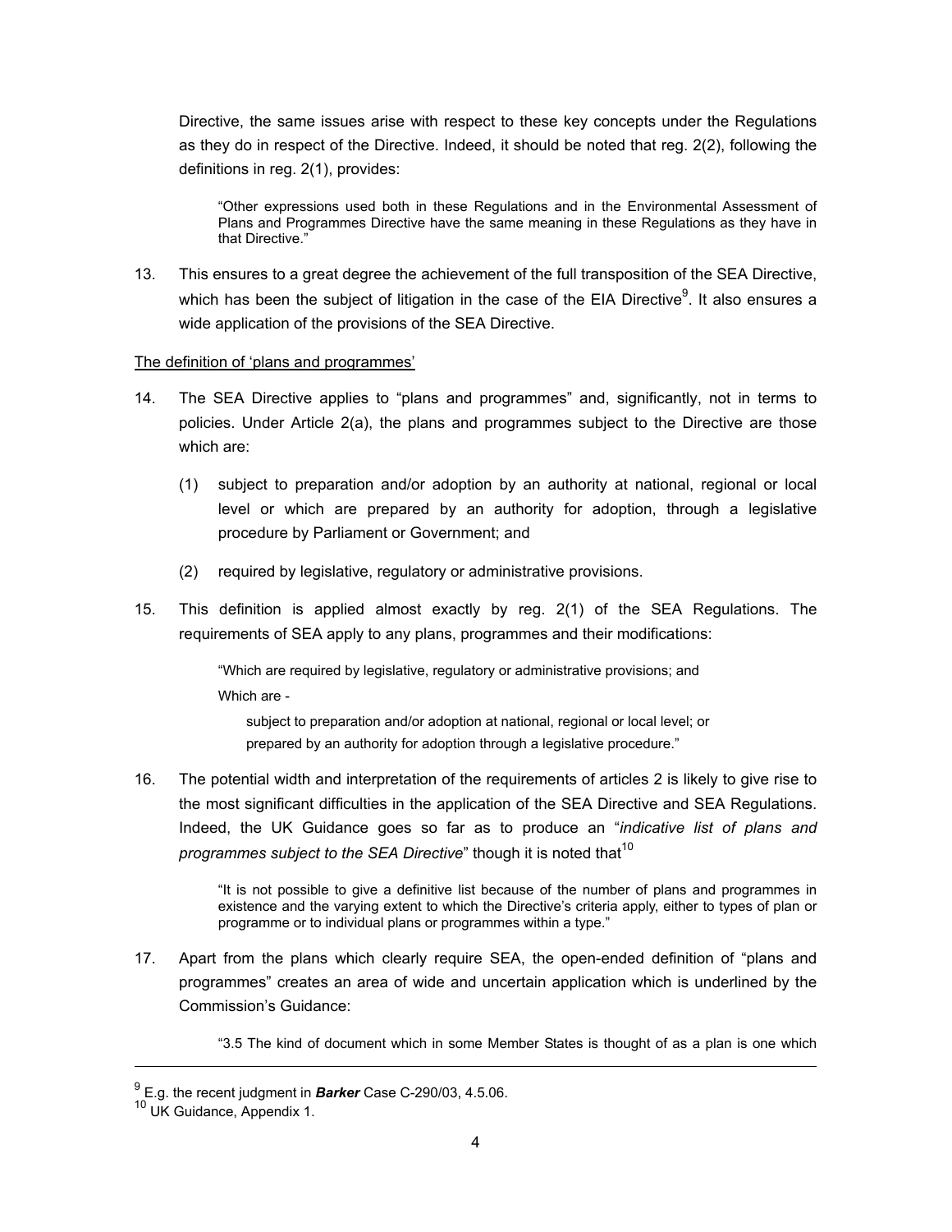Directive, the same issues arise with respect to these key concepts under the Regulations as they do in respect of the Directive. Indeed, it should be noted that reg. 2(2), following the definitions in reg. 2(1), provides:

> "Other expressions used both in these Regulations and in the Environmental Assessment of Plans and Programmes Directive have the same meaning in these Regulations as they have in that Directive."

13. This ensures to a great degree the achievement of the full transposition of the SEA Directive, which has been the subject of litigation in the case of the EIA Directive[9]. It also ensures a wide application of the provisions of the SEA Directive.

<u>The definition of 'plans and programmes'</u>

14. The SEA Directive applies to "plans and programmes" and, significantly, not in terms to policies. Under Article 2(a), the plans and programmes subject to the Directive are those which are:

    (1) subject to preparation and/or adoption by an authority at national, regional or local level or which are prepared by an authority for adoption, through a legislative procedure by Parliament or Government; and

    (2) required by legislative, regulatory or administrative provisions.

15. This definition is applied almost exactly by reg. 2(1) of the SEA Regulations. The requirements of SEA apply to any plans, programmes and their modifications:

> "Which are required by legislative, regulatory or administrative provisions; and
>
> Which are -
>
> subject to preparation and/or adoption at national, regional or local level; or
> prepared by an authority for adoption through a legislative procedure."

16. The potential width and interpretation of the requirements of articles 2 is likely to give rise to the most significant difficulties in the application of the SEA Directive and SEA Regulations. Indeed, the UK Guidance goes so far as to produce an "*indicative list of plans and programmes subject to the SEA Directive*" though it is noted that[10]

> "It is not possible to give a definitive list because of the number of plans and programmes in existence and the varying extent to which the Directive's criteria apply, either to types of plan or programme or to individual plans or programmes within a type."

17. Apart from the plans which clearly require SEA, the open-ended definition of "plans and programmes" creates an area of wide and uncertain application which is underlined by the Commission's Guidance:

> "3.5 The kind of document which in some Member States is thought of as a plan is one which

---

[9] E.g. the recent judgment in ***Barker*** Case C-290/03, 4.5.06.

[10] UK Guidance, Appendix 1.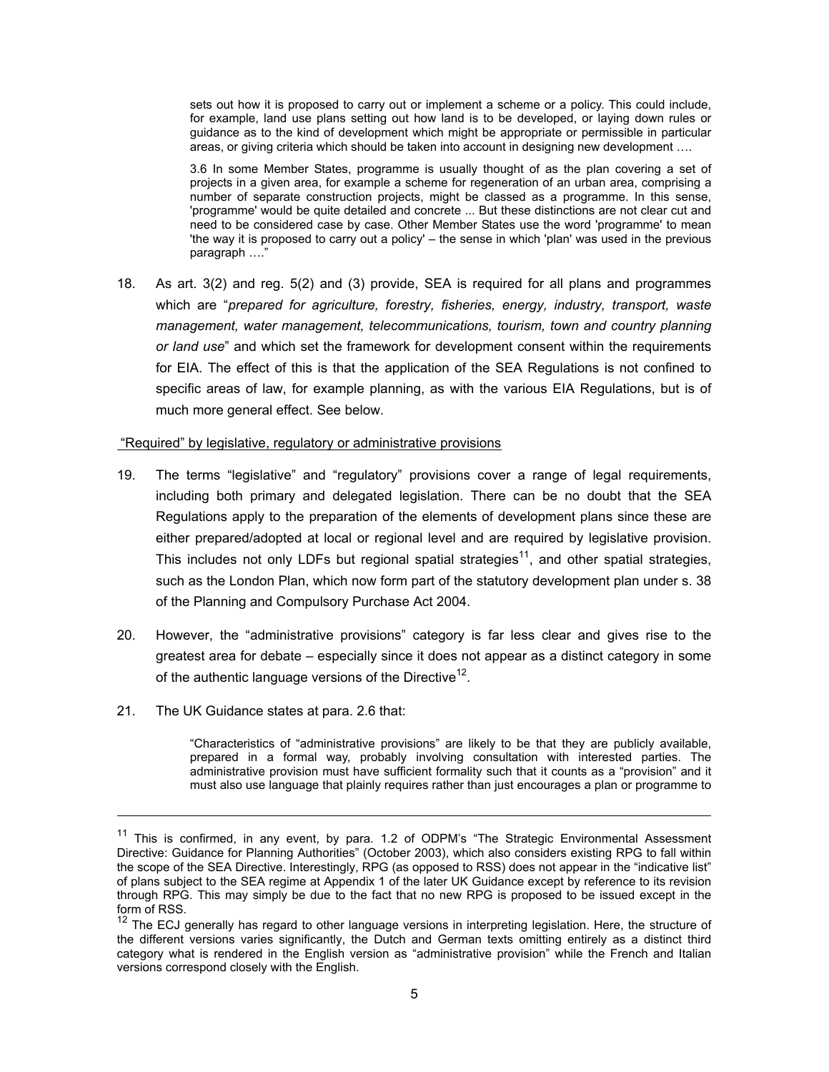> sets out how it is proposed to carry out or implement a scheme or a policy. This could include, for example, land use plans setting out how land is to be developed, or laying down rules or guidance as to the kind of development which might be appropriate or permissible in particular areas, or giving criteria which should be taken into account in designing new development ….
>
> 3.6 In some Member States, programme is usually thought of as the plan covering a set of projects in a given area, for example a scheme for regeneration of an urban area, comprising a number of separate construction projects, might be classed as a programme. In this sense, 'programme' would be quite detailed and concrete ... But these distinctions are not clear cut and need to be considered case by case. Other Member States use the word 'programme' to mean 'the way it is proposed to carry out a policy' – the sense in which 'plan' was used in the previous paragraph …."

18. As art. 3(2) and reg. 5(2) and (3) provide, SEA is required for all plans and programmes which are "*prepared for agriculture, forestry, fisheries, energy, industry, transport, waste management, water management, telecommunications, tourism, town and country planning or land use*" and which set the framework for development consent within the requirements for EIA. The effect of this is that the application of the SEA Regulations is not confined to specific areas of law, for example planning, as with the various EIA Regulations, but is of much more general effect. See below.

<u>"Required" by legislative, regulatory or administrative provisions</u>

19. The terms "legislative" and "regulatory" provisions cover a range of legal requirements, including both primary and delegated legislation. There can be no doubt that the SEA Regulations apply to the preparation of the elements of development plans since these are either prepared/adopted at local or regional level and are required by legislative provision. This includes not only LDFs but regional spatial strategies[11], and other spatial strategies, such as the London Plan, which now form part of the statutory development plan under s. 38 of the Planning and Compulsory Purchase Act 2004.

20. However, the "administrative provisions" category is far less clear and gives rise to the greatest area for debate – especially since it does not appear as a distinct category in some of the authentic language versions of the Directive[12].

21. The UK Guidance states at para. 2.6 that:

> "Characteristics of "administrative provisions" are likely to be that they are publicly available, prepared in a formal way, probably involving consultation with interested parties. The administrative provision must have sufficient formality such that it counts as a "provision" and it must also use language that plainly requires rather than just encourages a plan or programme to

---

[11] This is confirmed, in any event, by para. 1.2 of ODPM's "The Strategic Environmental Assessment Directive: Guidance for Planning Authorities" (October 2003), which also considers existing RPG to fall within the scope of the SEA Directive. Interestingly, RPG (as opposed to RSS) does not appear in the "indicative list" of plans subject to the SEA regime at Appendix 1 of the later UK Guidance except by reference to its revision through RPG. This may simply be due to the fact that no new RPG is proposed to be issued except in the form of RSS.

[12] The ECJ generally has regard to other language versions in interpreting legislation. Here, the structure of the different versions varies significantly, the Dutch and German texts omitting entirely as a distinct third category what is rendered in the English version as "administrative provision" while the French and Italian versions correspond closely with the English.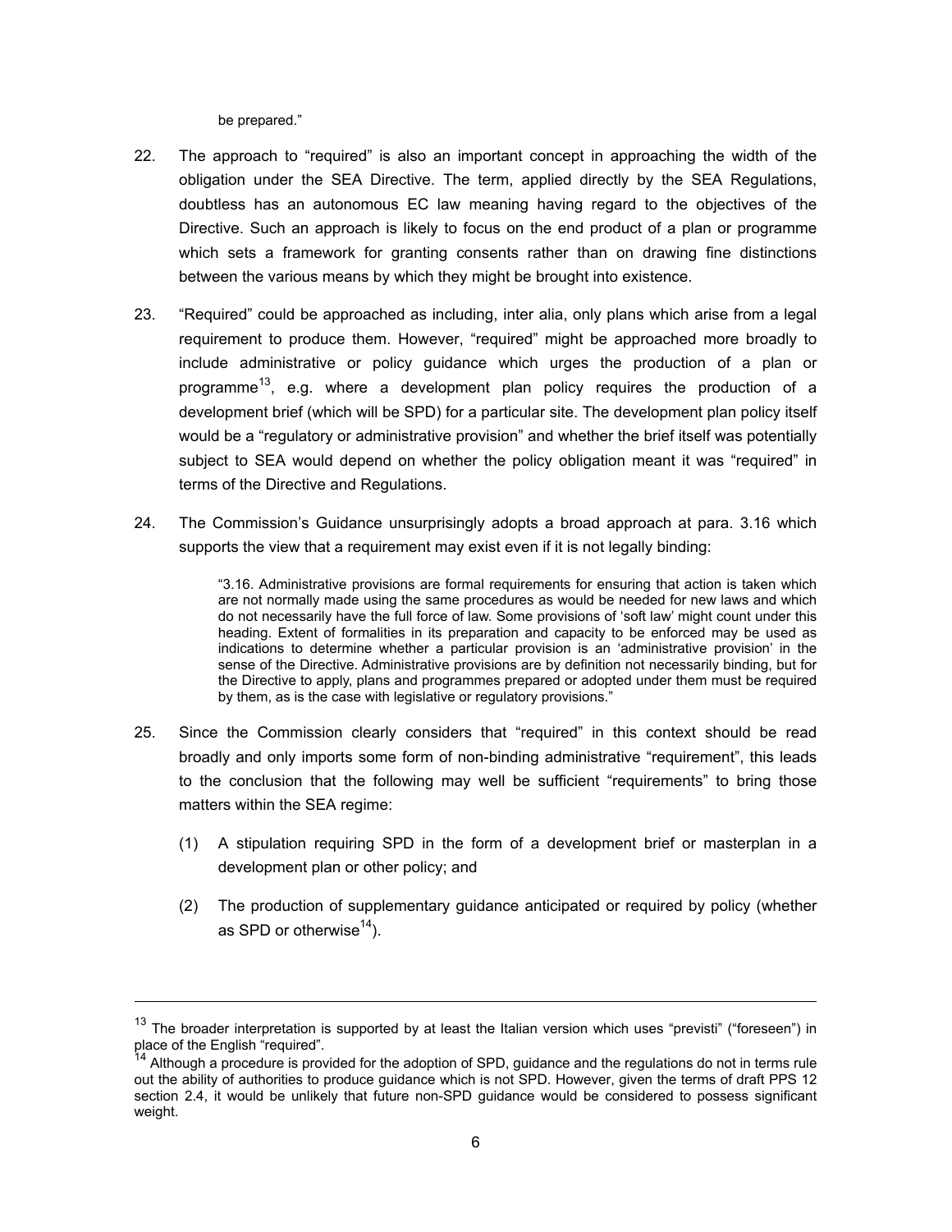be prepared."

22. The approach to "required" is also an important concept in approaching the width of the obligation under the SEA Directive. The term, applied directly by the SEA Regulations, doubtless has an autonomous EC law meaning having regard to the objectives of the Directive. Such an approach is likely to focus on the end product of a plan or programme which sets a framework for granting consents rather than on drawing fine distinctions between the various means by which they might be brought into existence.

23. "Required" could be approached as including, inter alia, only plans which arise from a legal requirement to produce them. However, "required" might be approached more broadly to include administrative or policy guidance which urges the production of a plan or programme[13], e.g. where a development plan policy requires the production of a development brief (which will be SPD) for a particular site. The development plan policy itself would be a "regulatory or administrative provision" and whether the brief itself was potentially subject to SEA would depend on whether the policy obligation meant it was "required" in terms of the Directive and Regulations.

24. The Commission's Guidance unsurprisingly adopts a broad approach at para. 3.16 which supports the view that a requirement may exist even if it is not legally binding:

> "3.16. Administrative provisions are formal requirements for ensuring that action is taken which are not normally made using the same procedures as would be needed for new laws and which do not necessarily have the full force of law. Some provisions of 'soft law' might count under this heading. Extent of formalities in its preparation and capacity to be enforced may be used as indications to determine whether a particular provision is an 'administrative provision' in the sense of the Directive. Administrative provisions are by definition not necessarily binding, but for the Directive to apply, plans and programmes prepared or adopted under them must be required by them, as is the case with legislative or regulatory provisions."

25. Since the Commission clearly considers that "required" in this context should be read broadly and only imports some form of non-binding administrative "requirement", this leads to the conclusion that the following may well be sufficient "requirements" to bring those matters within the SEA regime:

    (1) A stipulation requiring SPD in the form of a development brief or masterplan in a development plan or other policy; and

    (2) The production of supplementary guidance anticipated or required by policy (whether as SPD or otherwise[14]).

---

[13] The broader interpretation is supported by at least the Italian version which uses "previsti" ("foreseen") in place of the English "required".

[14] Although a procedure is provided for the adoption of SPD, guidance and the regulations do not in terms rule out the ability of authorities to produce guidance which is not SPD. However, given the terms of draft PPS 12 section 2.4, it would be unlikely that future non-SPD guidance would be considered to possess significant weight.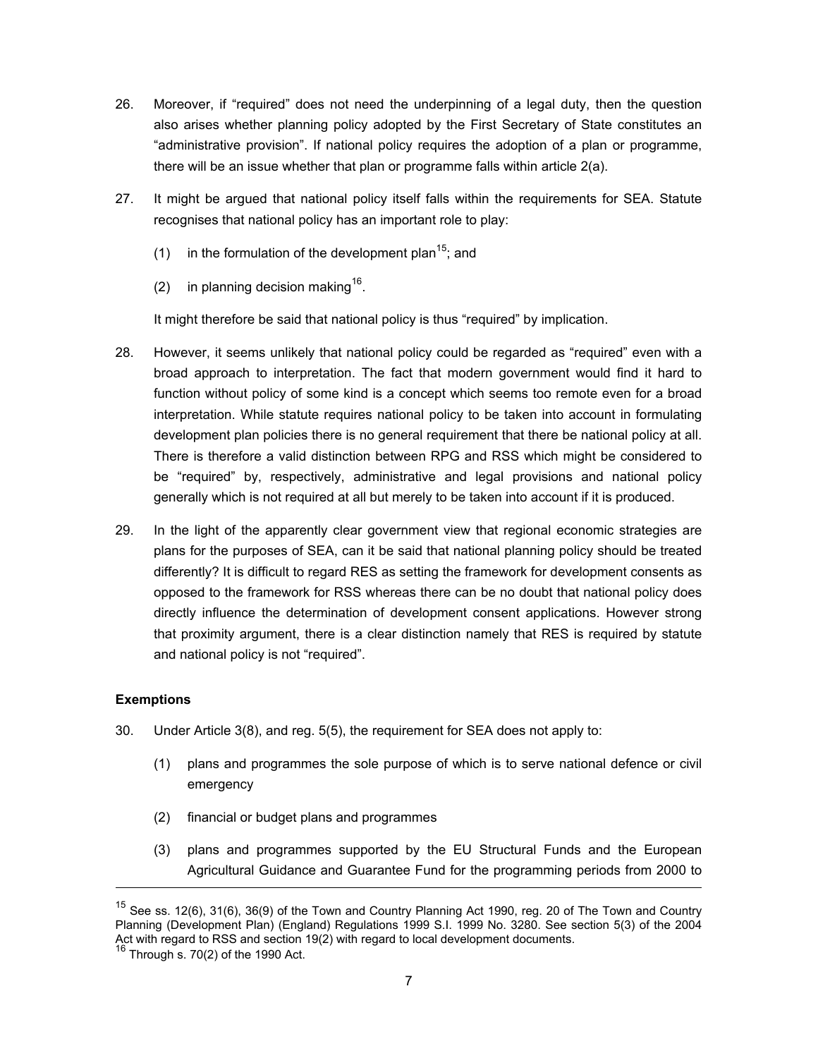26. Moreover, if "required" does not need the underpinning of a legal duty, then the question also arises whether planning policy adopted by the First Secretary of State constitutes an "administrative provision". If national policy requires the adoption of a plan or programme, there will be an issue whether that plan or programme falls within article 2(a).

27. It might be argued that national policy itself falls within the requirements for SEA. Statute recognises that national policy has an important role to play:

    (1) in the formulation of the development plan[15]; and

    (2) in planning decision making[16].

    It might therefore be said that national policy is thus "required" by implication.

28. However, it seems unlikely that national policy could be regarded as "required" even with a broad approach to interpretation. The fact that modern government would find it hard to function without policy of some kind is a concept which seems too remote even for a broad interpretation. While statute requires national policy to be taken into account in formulating development plan policies there is no general requirement that there be national policy at all. There is therefore a valid distinction between RPG and RSS which might be considered to be "required" by, respectively, administrative and legal provisions and national policy generally which is not required at all but merely to be taken into account if it is produced.

29. In the light of the apparently clear government view that regional economic strategies are plans for the purposes of SEA, can it be said that national planning policy should be treated differently? It is difficult to regard RES as setting the framework for development consents as opposed to the framework for RSS whereas there can be no doubt that national policy does directly influence the determination of development consent applications. However strong that proximity argument, there is a clear distinction namely that RES is required by statute and national policy is not "required".

**Exemptions**

30. Under Article 3(8), and reg. 5(5), the requirement for SEA does not apply to:

    (1) plans and programmes the sole purpose of which is to serve national defence or civil emergency

    (2) financial or budget plans and programmes

    (3) plans and programmes supported by the EU Structural Funds and the European Agricultural Guidance and Guarantee Fund for the programming periods from 2000 to

---

[15] See ss. 12(6), 31(6), 36(9) of the Town and Country Planning Act 1990, reg. 20 of The Town and Country Planning (Development Plan) (England) Regulations 1999 S.I. 1999 No. 3280. See section 5(3) of the 2004 Act with regard to RSS and section 19(2) with regard to local development documents.

[16] Through s. 70(2) of the 1990 Act.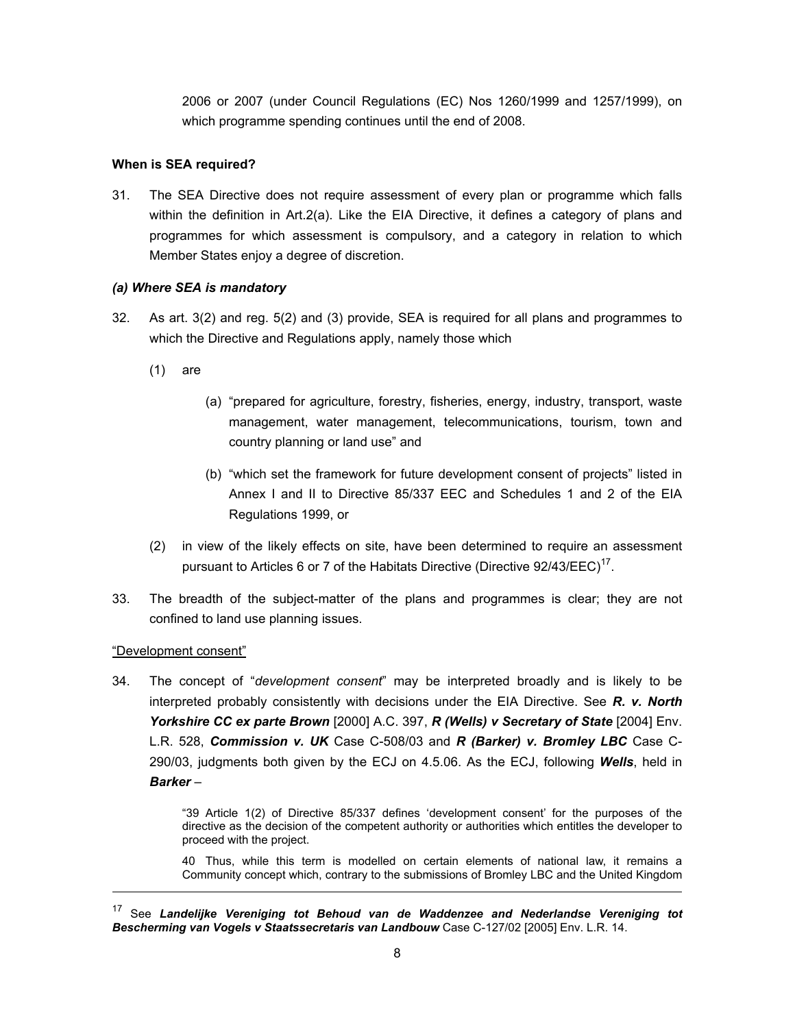2006 or 2007 (under Council Regulations (EC) Nos 1260/1999 and 1257/1999), on which programme spending continues until the end of 2008.

**When is SEA required?**

31. The SEA Directive does not require assessment of every plan or programme which falls within the definition in Art.2(a). Like the EIA Directive, it defines a category of plans and programmes for which assessment is compulsory, and a category in relation to which Member States enjoy a degree of discretion.

***(a) Where SEA is mandatory***

32. As art. 3(2) and reg. 5(2) and (3) provide, SEA is required for all plans and programmes to which the Directive and Regulations apply, namely those which

    (1) are

        (a) "prepared for agriculture, forestry, fisheries, energy, industry, transport, waste management, water management, telecommunications, tourism, town and country planning or land use" and

        (b) "which set the framework for future development consent of projects" listed in Annex I and II to Directive 85/337 EEC and Schedules 1 and 2 of the EIA Regulations 1999, or

    (2) in view of the likely effects on site, have been determined to require an assessment pursuant to Articles 6 or 7 of the Habitats Directive (Directive 92/43/EEC)[17].

33. The breadth of the subject-matter of the plans and programmes is clear; they are not confined to land use planning issues.

"Development consent"

34. The concept of "*development consent*" may be interpreted broadly and is likely to be interpreted probably consistently with decisions under the EIA Directive. See ***R. v. North Yorkshire CC ex parte Brown*** [2000] A.C. 397, ***R (Wells) v Secretary of State*** [2004] Env. L.R. 528, ***Commission v. UK*** Case C-508/03 and ***R (Barker) v. Bromley LBC*** Case C-290/03, judgments both given by the ECJ on 4.5.06. As the ECJ, following ***Wells***, held in ***Barker*** –

> "39 Article 1(2) of Directive 85/337 defines 'development consent' for the purposes of the directive as the decision of the competent authority or authorities which entitles the developer to proceed with the project.
>
> 40 Thus, while this term is modelled on certain elements of national law, it remains a Community concept which, contrary to the submissions of Bromley LBC and the United Kingdom

---

[17] See ***Landelijke Vereniging tot Behoud van de Waddenzee and Nederlandse Vereniging tot Bescherming van Vogels v Staatssecretaris van Landbouw*** Case C-127/02 [2005] Env. L.R. 14.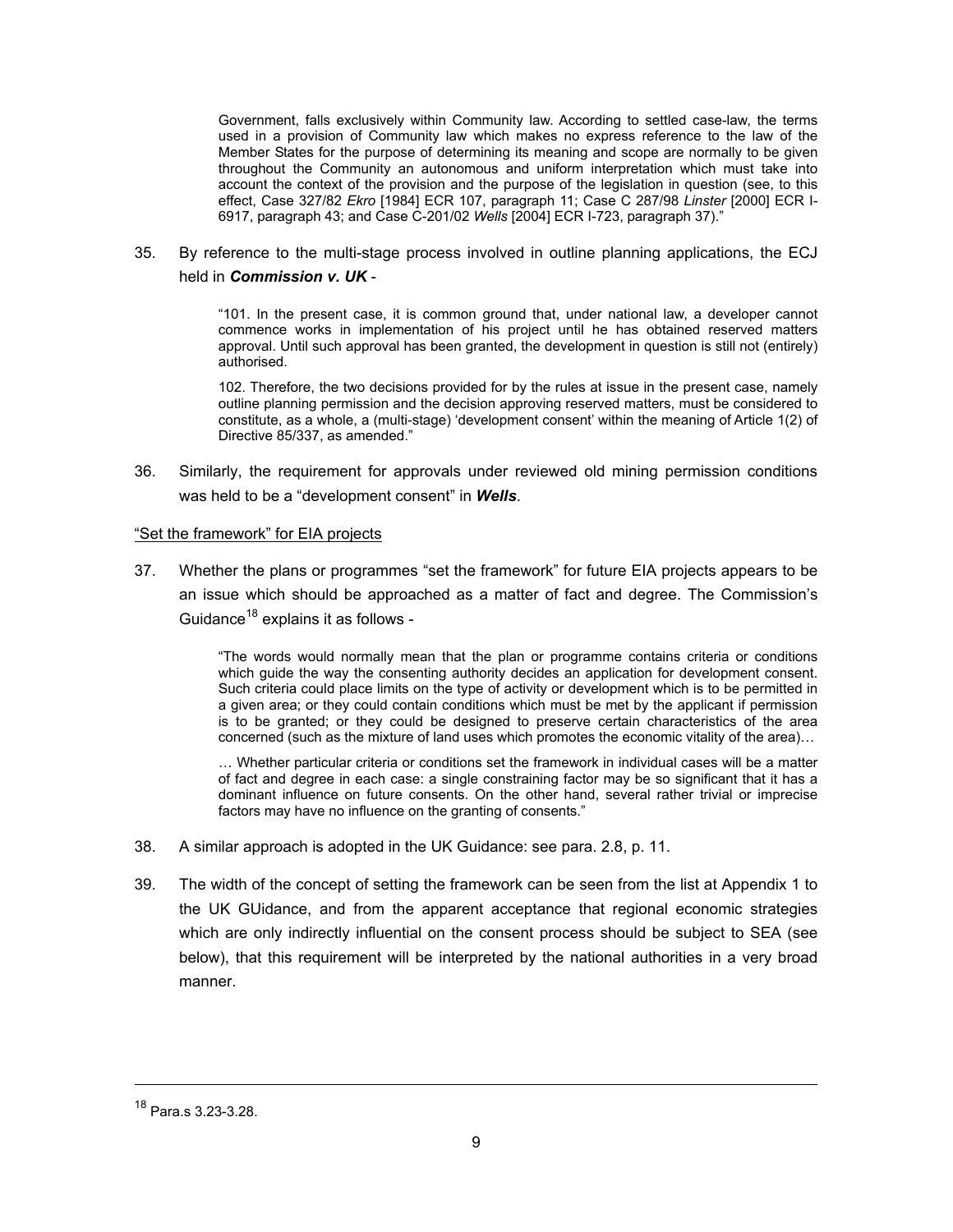> Government, falls exclusively within Community law. According to settled case-law, the terms used in a provision of Community law which makes no express reference to the law of the Member States for the purpose of determining its meaning and scope are normally to be given throughout the Community an autonomous and uniform interpretation which must take into account the context of the provision and the purpose of the legislation in question (see, to this effect, Case 327/82 *Ekro* [1984] ECR 107, paragraph 11; Case C 287/98 *Linster* [2000] ECR I-6917, paragraph 43; and Case C-201/02 *Wells* [2004] ECR I-723, paragraph 37)."

35. By reference to the multi-stage process involved in outline planning applications, the ECJ held in ***Commission v. UK*** -

> "101. In the present case, it is common ground that, under national law, a developer cannot commence works in implementation of his project until he has obtained reserved matters approval. Until such approval has been granted, the development in question is still not (entirely) authorised.
>
> 102. Therefore, the two decisions provided for by the rules at issue in the present case, namely outline planning permission and the decision approving reserved matters, must be considered to constitute, as a whole, a (multi-stage) 'development consent' within the meaning of Article 1(2) of Directive 85/337, as amended."

36. Similarly, the requirement for approvals under reviewed old mining permission conditions was held to be a "development consent" in ***Wells***.

<u>"Set the framework" for EIA projects</u>

37. Whether the plans or programmes "set the framework" for future EIA projects appears to be an issue which should be approached as a matter of fact and degree. The Commission's Guidance[18] explains it as follows -

> "The words would normally mean that the plan or programme contains criteria or conditions which guide the way the consenting authority decides an application for development consent. Such criteria could place limits on the type of activity or development which is to be permitted in a given area; or they could contain conditions which must be met by the applicant if permission is to be granted; or they could be designed to preserve certain characteristics of the area concerned (such as the mixture of land uses which promotes the economic vitality of the area)…
>
> … Whether particular criteria or conditions set the framework in individual cases will be a matter of fact and degree in each case: a single constraining factor may be so significant that it has a dominant influence on future consents. On the other hand, several rather trivial or imprecise factors may have no influence on the granting of consents."

38. A similar approach is adopted in the UK Guidance: see para. 2.8, p. 11.

39. The width of the concept of setting the framework can be seen from the list at Appendix 1 to the UK GUidance, and from the apparent acceptance that regional economic strategies which are only indirectly influential on the consent process should be subject to SEA (see below), that this requirement will be interpreted by the national authorities in a very broad manner.

---

[18] Para.s 3.23-3.28.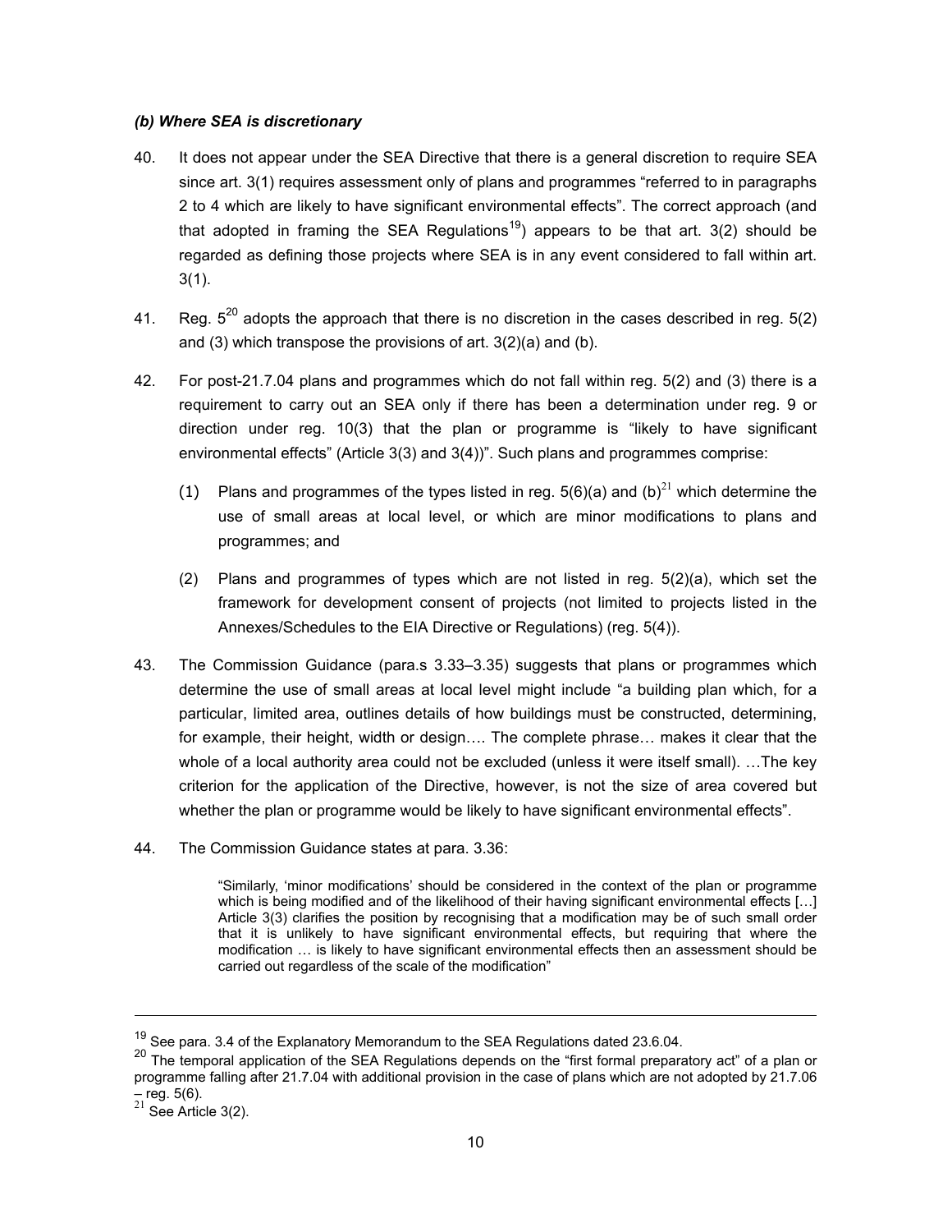***(b) Where SEA is discretionary***

40. It does not appear under the SEA Directive that there is a general discretion to require SEA since art. 3(1) requires assessment only of plans and programmes "referred to in paragraphs 2 to 4 which are likely to have significant environmental effects". The correct approach (and that adopted in framing the SEA Regulations[19]) appears to be that art. 3(2) should be regarded as defining those projects where SEA is in any event considered to fall within art. 3(1).

41. Reg. 5[20] adopts the approach that there is no discretion in the cases described in reg. 5(2) and (3) which transpose the provisions of art. 3(2)(a) and (b).

42. For post-21.7.04 plans and programmes which do not fall within reg. 5(2) and (3) there is a requirement to carry out an SEA only if there has been a determination under reg. 9 or direction under reg. 10(3) that the plan or programme is "likely to have significant environmental effects" (Article 3(3) and 3(4))". Such plans and programmes comprise:

    (1) Plans and programmes of the types listed in reg. 5(6)(a) and (b)[21] which determine the use of small areas at local level, or which are minor modifications to plans and programmes; and

    (2) Plans and programmes of types which are not listed in reg. 5(2)(a), which set the framework for development consent of projects (not limited to projects listed in the Annexes/Schedules to the EIA Directive or Regulations) (reg. 5(4)).

43. The Commission Guidance (para.s 3.33–3.35) suggests that plans or programmes which determine the use of small areas at local level might include "a building plan which, for a particular, limited area, outlines details of how buildings must be constructed, determining, for example, their height, width or design…. The complete phrase… makes it clear that the whole of a local authority area could not be excluded (unless it were itself small). …The key criterion for the application of the Directive, however, is not the size of area covered but whether the plan or programme would be likely to have significant environmental effects".

44. The Commission Guidance states at para. 3.36:

> "Similarly, 'minor modifications' should be considered in the context of the plan or programme which is being modified and of the likelihood of their having significant environmental effects […] Article 3(3) clarifies the position by recognising that a modification may be of such small order that it is unlikely to have significant environmental effects, but requiring that where the modification … is likely to have significant environmental effects then an assessment should be carried out regardless of the scale of the modification"

---

[19] See para. 3.4 of the Explanatory Memorandum to the SEA Regulations dated 23.6.04.

[20] The temporal application of the SEA Regulations depends on the "first formal preparatory act" of a plan or programme falling after 21.7.04 with additional provision in the case of plans which are not adopted by 21.7.06 – reg. 5(6).

[21] See Article 3(2).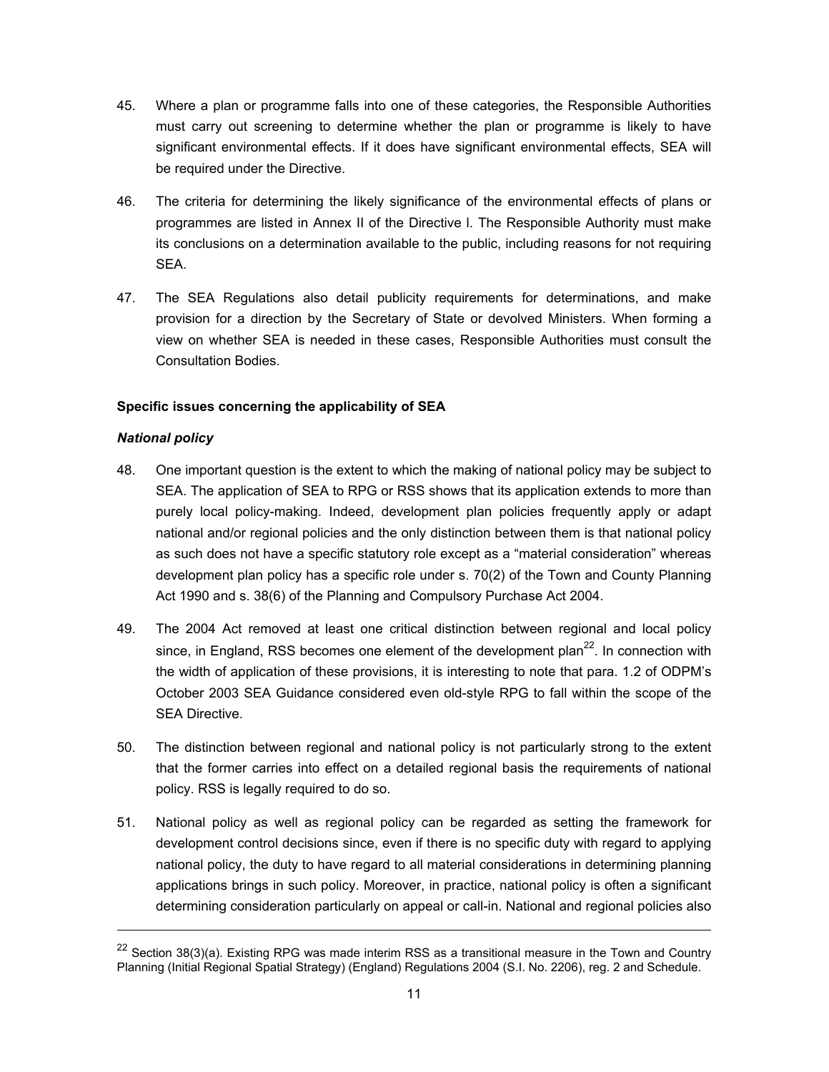45. Where a plan or programme falls into one of these categories, the Responsible Authorities must carry out screening to determine whether the plan or programme is likely to have significant environmental effects. If it does have significant environmental effects, SEA will be required under the Directive.

46. The criteria for determining the likely significance of the environmental effects of plans or programmes are listed in Annex II of the Directive l. The Responsible Authority must make its conclusions on a determination available to the public, including reasons for not requiring SEA.

47. The SEA Regulations also detail publicity requirements for determinations, and make provision for a direction by the Secretary of State or devolved Ministers. When forming a view on whether SEA is needed in these cases, Responsible Authorities must consult the Consultation Bodies.

**Specific issues concerning the applicability of SEA**

***National policy***

48. One important question is the extent to which the making of national policy may be subject to SEA. The application of SEA to RPG or RSS shows that its application extends to more than purely local policy-making. Indeed, development plan policies frequently apply or adapt national and/or regional policies and the only distinction between them is that national policy as such does not have a specific statutory role except as a "material consideration" whereas development plan policy has a specific role under s. 70(2) of the Town and County Planning Act 1990 and s. 38(6) of the Planning and Compulsory Purchase Act 2004.

49. The 2004 Act removed at least one critical distinction between regional and local policy since, in England, RSS becomes one element of the development plan[22]. In connection with the width of application of these provisions, it is interesting to note that para. 1.2 of ODPM's October 2003 SEA Guidance considered even old-style RPG to fall within the scope of the SEA Directive.

50. The distinction between regional and national policy is not particularly strong to the extent that the former carries into effect on a detailed regional basis the requirements of national policy. RSS is legally required to do so.

51. National policy as well as regional policy can be regarded as setting the framework for development control decisions since, even if there is no specific duty with regard to applying national policy, the duty to have regard to all material considerations in determining planning applications brings in such policy. Moreover, in practice, national policy is often a significant determining consideration particularly on appeal or call-in. National and regional policies also

---

[22] Section 38(3)(a). Existing RPG was made interim RSS as a transitional measure in the Town and Country Planning (Initial Regional Spatial Strategy) (England) Regulations 2004 (S.I. No. 2206), reg. 2 and Schedule.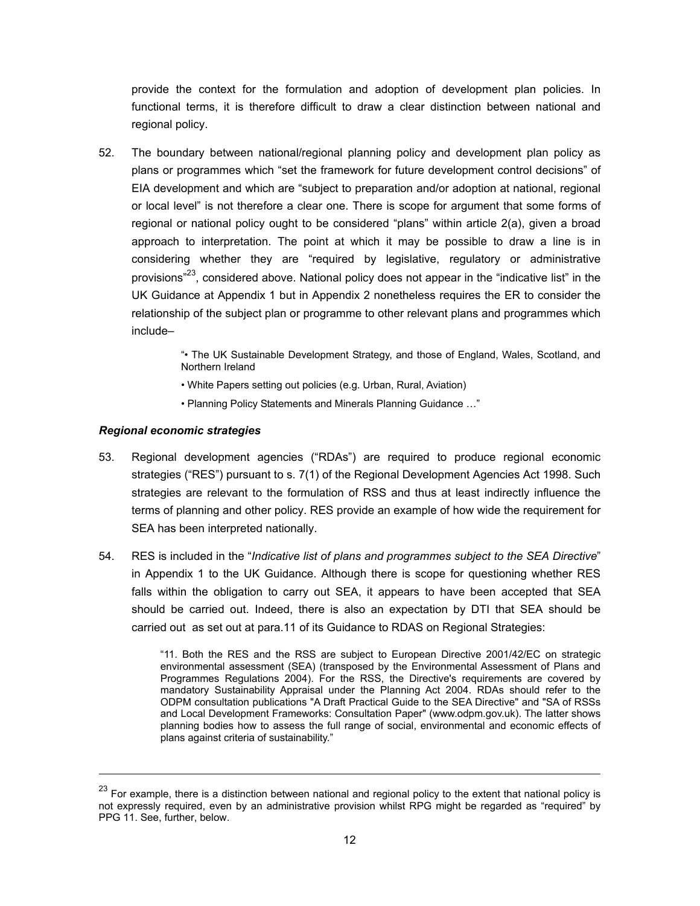provide the context for the formulation and adoption of development plan policies. In functional terms, it is therefore difficult to draw a clear distinction between national and regional policy.

52. The boundary between national/regional planning policy and development plan policy as plans or programmes which "set the framework for future development control decisions" of EIA development and which are "subject to preparation and/or adoption at national, regional or local level" is not therefore a clear one. There is scope for argument that some forms of regional or national policy ought to be considered "plans" within article 2(a), given a broad approach to interpretation. The point at which it may be possible to draw a line is in considering whether they are "required by legislative, regulatory or administrative provisions"[23], considered above. National policy does not appear in the "indicative list" in the UK Guidance at Appendix 1 but in Appendix 2 nonetheless requires the ER to consider the relationship of the subject plan or programme to other relevant plans and programmes which include–

> "• The UK Sustainable Development Strategy, and those of England, Wales, Scotland, and Northern Ireland
>
> • White Papers setting out policies (e.g. Urban, Rural, Aviation)
>
> • Planning Policy Statements and Minerals Planning Guidance …"

### *Regional economic strategies*

53. Regional development agencies ("RDAs") are required to produce regional economic strategies ("RES") pursuant to s. 7(1) of the Regional Development Agencies Act 1998. Such strategies are relevant to the formulation of RSS and thus at least indirectly influence the terms of planning and other policy. RES provide an example of how wide the requirement for SEA has been interpreted nationally.

54. RES is included in the "*Indicative list of plans and programmes subject to the SEA Directive*" in Appendix 1 to the UK Guidance. Although there is scope for questioning whether RES falls within the obligation to carry out SEA, it appears to have been accepted that SEA should be carried out. Indeed, there is also an expectation by DTI that SEA should be carried out as set out at para.11 of its Guidance to RDAS on Regional Strategies:

> "11. Both the RES and the RSS are subject to European Directive 2001/42/EC on strategic environmental assessment (SEA) (transposed by the Environmental Assessment of Plans and Programmes Regulations 2004). For the RSS, the Directive's requirements are covered by mandatory Sustainability Appraisal under the Planning Act 2004. RDAs should refer to the ODPM consultation publications "A Draft Practical Guide to the SEA Directive" and "SA of RSSs and Local Development Frameworks: Consultation Paper" (www.odpm.gov.uk). The latter shows planning bodies how to assess the full range of social, environmental and economic effects of plans against criteria of sustainability."

---

[23] For example, there is a distinction between national and regional policy to the extent that national policy is not expressly required, even by an administrative provision whilst RPG might be regarded as "required" by PPG 11. See, further, below.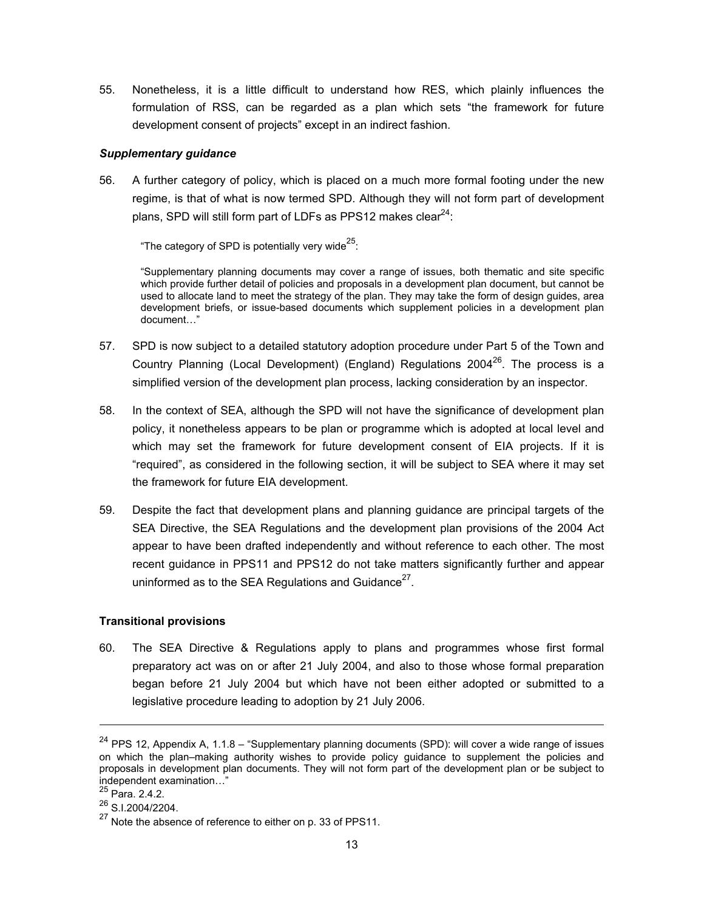55. Nonetheless, it is a little difficult to understand how RES, which plainly influences the formulation of RSS, can be regarded as a plan which sets "the framework for future development consent of projects" except in an indirect fashion.

***Supplementary guidance***

56. A further category of policy, which is placed on a much more formal footing under the new regime, is that of what is now termed SPD. Although they will not form part of development plans, SPD will still form part of LDFs as PPS12 makes clear[24]:

> "The category of SPD is potentially very wide[25]:
>
> "Supplementary planning documents may cover a range of issues, both thematic and site specific which provide further detail of policies and proposals in a development plan document, but cannot be used to allocate land to meet the strategy of the plan. They may take the form of design guides, area development briefs, or issue-based documents which supplement policies in a development plan document…"

57. SPD is now subject to a detailed statutory adoption procedure under Part 5 of the Town and Country Planning (Local Development) (England) Regulations 2004[26]. The process is a simplified version of the development plan process, lacking consideration by an inspector.

58. In the context of SEA, although the SPD will not have the significance of development plan policy, it nonetheless appears to be plan or programme which is adopted at local level and which may set the framework for future development consent of EIA projects. If it is "required", as considered in the following section, it will be subject to SEA where it may set the framework for future EIA development.

59. Despite the fact that development plans and planning guidance are principal targets of the SEA Directive, the SEA Regulations and the development plan provisions of the 2004 Act appear to have been drafted independently and without reference to each other. The most recent guidance in PPS11 and PPS12 do not take matters significantly further and appear uninformed as to the SEA Regulations and Guidance[27].

**Transitional provisions**

60. The SEA Directive & Regulations apply to plans and programmes whose first formal preparatory act was on or after 21 July 2004, and also to those whose formal preparation began before 21 July 2004 but which have not been either adopted or submitted to a legislative procedure leading to adoption by 21 July 2006.

---

[24] PPS 12, Appendix A, 1.1.8 – "Supplementary planning documents (SPD): will cover a wide range of issues on which the plan–making authority wishes to provide policy guidance to supplement the policies and proposals in development plan documents. They will not form part of the development plan or be subject to independent examination…"

[25] Para. 2.4.2.

[26] S.I.2004/2204.

[27] Note the absence of reference to either on p. 33 of PPS11.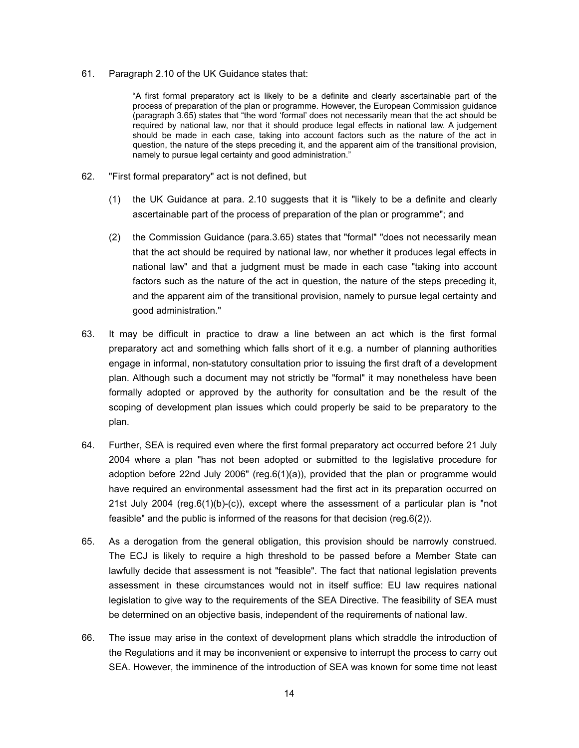61. Paragraph 2.10 of the UK Guidance states that:

> "A first formal preparatory act is likely to be a definite and clearly ascertainable part of the process of preparation of the plan or programme. However, the European Commission guidance (paragraph 3.65) states that "the word 'formal' does not necessarily mean that the act should be required by national law, nor that it should produce legal effects in national law. A judgement should be made in each case, taking into account factors such as the nature of the act in question, the nature of the steps preceding it, and the apparent aim of the transitional provision, namely to pursue legal certainty and good administration."

62. "First formal preparatory" act is not defined, but

    (1) the UK Guidance at para. 2.10 suggests that it is "likely to be a definite and clearly ascertainable part of the process of preparation of the plan or programme"; and

    (2) the Commission Guidance (para.3.65) states that "formal" "does not necessarily mean that the act should be required by national law, nor whether it produces legal effects in national law" and that a judgment must be made in each case "taking into account factors such as the nature of the act in question, the nature of the steps preceding it, and the apparent aim of the transitional provision, namely to pursue legal certainty and good administration."

63. It may be difficult in practice to draw a line between an act which is the first formal preparatory act and something which falls short of it e.g. a number of planning authorities engage in informal, non-statutory consultation prior to issuing the first draft of a development plan. Although such a document may not strictly be "formal" it may nonetheless have been formally adopted or approved by the authority for consultation and be the result of the scoping of development plan issues which could properly be said to be preparatory to the plan.

64. Further, SEA is required even where the first formal preparatory act occurred before 21 July 2004 where a plan "has not been adopted or submitted to the legislative procedure for adoption before 22nd July 2006" (reg.6(1)(a)), provided that the plan or programme would have required an environmental assessment had the first act in its preparation occurred on 21st July 2004 (reg.6(1)(b)-(c)), except where the assessment of a particular plan is "not feasible" and the public is informed of the reasons for that decision (reg.6(2)).

65. As a derogation from the general obligation, this provision should be narrowly construed. The ECJ is likely to require a high threshold to be passed before a Member State can lawfully decide that assessment is not "feasible". The fact that national legislation prevents assessment in these circumstances would not in itself suffice: EU law requires national legislation to give way to the requirements of the SEA Directive. The feasibility of SEA must be determined on an objective basis, independent of the requirements of national law.

66. The issue may arise in the context of development plans which straddle the introduction of the Regulations and it may be inconvenient or expensive to interrupt the process to carry out SEA. However, the imminence of the introduction of SEA was known for some time not least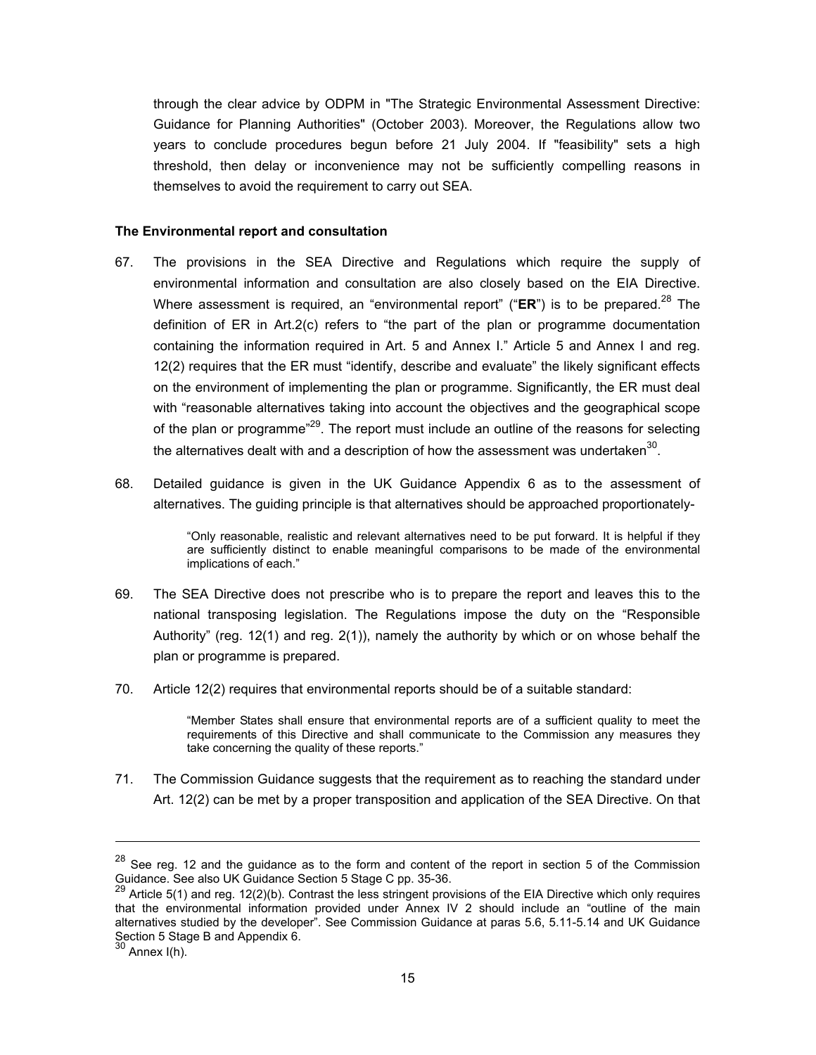through the clear advice by ODPM in "The Strategic Environmental Assessment Directive: Guidance for Planning Authorities" (October 2003). Moreover, the Regulations allow two years to conclude procedures begun before 21 July 2004. If "feasibility" sets a high threshold, then delay or inconvenience may not be sufficiently compelling reasons in themselves to avoid the requirement to carry out SEA.

**The Environmental report and consultation**

67. The provisions in the SEA Directive and Regulations which require the supply of environmental information and consultation are also closely based on the EIA Directive. Where assessment is required, an "environmental report" ("**ER**") is to be prepared.[28] The definition of ER in Art.2(c) refers to "the part of the plan or programme documentation containing the information required in Art. 5 and Annex I." Article 5 and Annex I and reg. 12(2) requires that the ER must "identify, describe and evaluate" the likely significant effects on the environment of implementing the plan or programme. Significantly, the ER must deal with "reasonable alternatives taking into account the objectives and the geographical scope of the plan or programme"[29]. The report must include an outline of the reasons for selecting the alternatives dealt with and a description of how the assessment was undertaken[30].

68. Detailed guidance is given in the UK Guidance Appendix 6 as to the assessment of alternatives. The guiding principle is that alternatives should be approached proportionately-

> "Only reasonable, realistic and relevant alternatives need to be put forward. It is helpful if they are sufficiently distinct to enable meaningful comparisons to be made of the environmental implications of each."

69. The SEA Directive does not prescribe who is to prepare the report and leaves this to the national transposing legislation. The Regulations impose the duty on the "Responsible Authority" (reg. 12(1) and reg. 2(1)), namely the authority by which or on whose behalf the plan or programme is prepared.

70. Article 12(2) requires that environmental reports should be of a suitable standard:

> "Member States shall ensure that environmental reports are of a sufficient quality to meet the requirements of this Directive and shall communicate to the Commission any measures they take concerning the quality of these reports."

71. The Commission Guidance suggests that the requirement as to reaching the standard under Art. 12(2) can be met by a proper transposition and application of the SEA Directive. On that

---

[28] See reg. 12 and the guidance as to the form and content of the report in section 5 of the Commission Guidance. See also UK Guidance Section 5 Stage C pp. 35-36.

[29] Article 5(1) and reg. 12(2)(b). Contrast the less stringent provisions of the EIA Directive which only requires that the environmental information provided under Annex IV 2 should include an "outline of the main alternatives studied by the developer". See Commission Guidance at paras 5.6, 5.11-5.14 and UK Guidance Section 5 Stage B and Appendix 6.

[30] Annex I(h).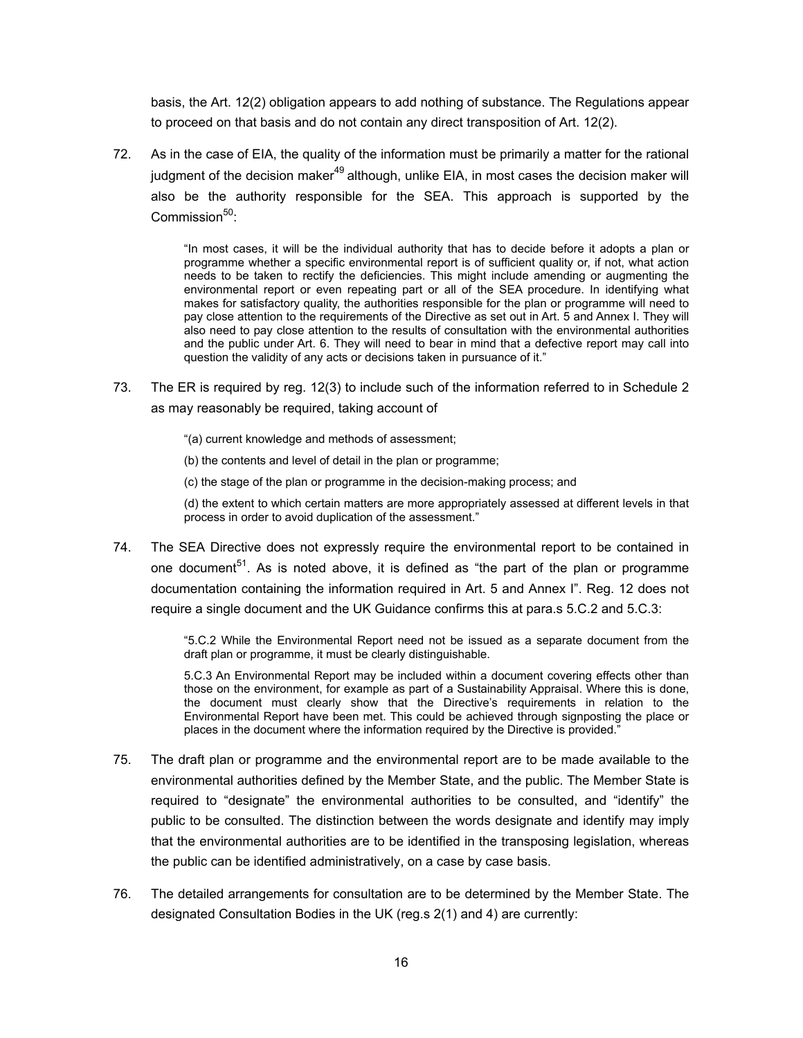basis, the Art. 12(2) obligation appears to add nothing of substance. The Regulations appear to proceed on that basis and do not contain any direct transposition of Art. 12(2).

72. As in the case of EIA, the quality of the information must be primarily a matter for the rational judgment of the decision maker[49] although, unlike EIA, in most cases the decision maker will also be the authority responsible for the SEA. This approach is supported by the Commission[50]:

> "In most cases, it will be the individual authority that has to decide before it adopts a plan or programme whether a specific environmental report is of sufficient quality or, if not, what action needs to be taken to rectify the deficiencies. This might include amending or augmenting the environmental report or even repeating part or all of the SEA procedure. In identifying what makes for satisfactory quality, the authorities responsible for the plan or programme will need to pay close attention to the requirements of the Directive as set out in Art. 5 and Annex I. They will also need to pay close attention to the results of consultation with the environmental authorities and the public under Art. 6. They will need to bear in mind that a defective report may call into question the validity of any acts or decisions taken in pursuance of it."

73. The ER is required by reg. 12(3) to include such of the information referred to in Schedule 2 as may reasonably be required, taking account of

> "(a) current knowledge and methods of assessment;
>
> (b) the contents and level of detail in the plan or programme;
>
> (c) the stage of the plan or programme in the decision-making process; and
>
> (d) the extent to which certain matters are more appropriately assessed at different levels in that process in order to avoid duplication of the assessment."

74. The SEA Directive does not expressly require the environmental report to be contained in one document[51]. As is noted above, it is defined as "the part of the plan or programme documentation containing the information required in Art. 5 and Annex I". Reg. 12 does not require a single document and the UK Guidance confirms this at para.s 5.C.2 and 5.C.3:

> "5.C.2 While the Environmental Report need not be issued as a separate document from the draft plan or programme, it must be clearly distinguishable.
>
> 5.C.3 An Environmental Report may be included within a document covering effects other than those on the environment, for example as part of a Sustainability Appraisal. Where this is done, the document must clearly show that the Directive's requirements in relation to the Environmental Report have been met. This could be achieved through signposting the place or places in the document where the information required by the Directive is provided."

75. The draft plan or programme and the environmental report are to be made available to the environmental authorities defined by the Member State, and the public. The Member State is required to "designate" the environmental authorities to be consulted, and "identify" the public to be consulted. The distinction between the words designate and identify may imply that the environmental authorities are to be identified in the transposing legislation, whereas the public can be identified administratively, on a case by case basis.

76. The detailed arrangements for consultation are to be determined by the Member State. The designated Consultation Bodies in the UK (reg.s 2(1) and 4) are currently: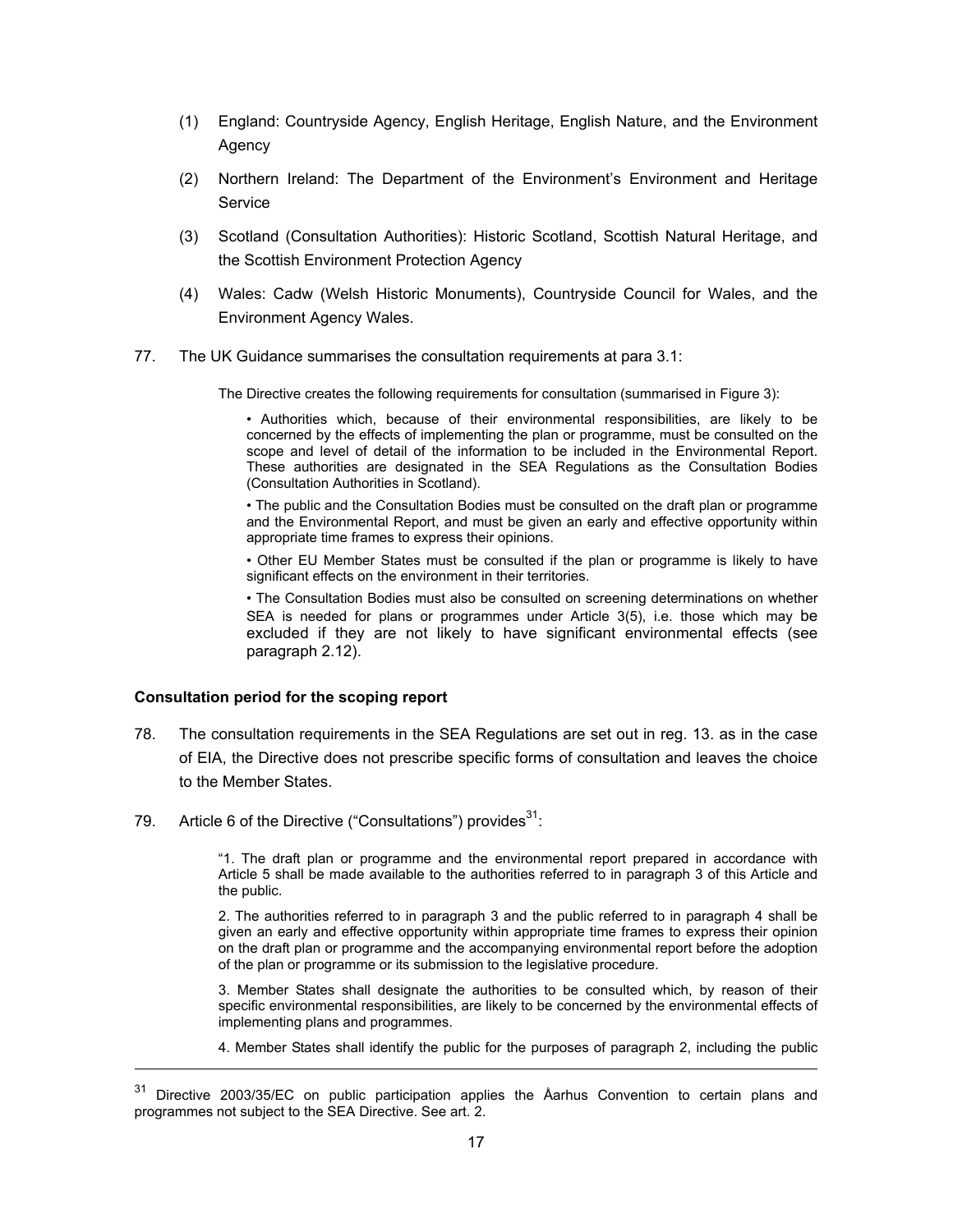(1) England: Countryside Agency, English Heritage, English Nature, and the Environment Agency

(2) Northern Ireland: The Department of the Environment's Environment and Heritage Service

(3) Scotland (Consultation Authorities): Historic Scotland, Scottish Natural Heritage, and the Scottish Environment Protection Agency

(4) Wales: Cadw (Welsh Historic Monuments), Countryside Council for Wales, and the Environment Agency Wales.

77. The UK Guidance summarises the consultation requirements at para 3.1:

> The Directive creates the following requirements for consultation (summarised in Figure 3):
>
> • Authorities which, because of their environmental responsibilities, are likely to be concerned by the effects of implementing the plan or programme, must be consulted on the scope and level of detail of the information to be included in the Environmental Report. These authorities are designated in the SEA Regulations as the Consultation Bodies (Consultation Authorities in Scotland).
>
> • The public and the Consultation Bodies must be consulted on the draft plan or programme and the Environmental Report, and must be given an early and effective opportunity within appropriate time frames to express their opinions.
>
> • Other EU Member States must be consulted if the plan or programme is likely to have significant effects on the environment in their territories.
>
> • The Consultation Bodies must also be consulted on screening determinations on whether SEA is needed for plans or programmes under Article 3(5), i.e. those which may be excluded if they are not likely to have significant environmental effects (see paragraph 2.12).

**Consultation period for the scoping report**

78. The consultation requirements in the SEA Regulations are set out in reg. 13. as in the case of EIA, the Directive does not prescribe specific forms of consultation and leaves the choice to the Member States.

79. Article 6 of the Directive ("Consultations") provides[31]:

> "1. The draft plan or programme and the environmental report prepared in accordance with Article 5 shall be made available to the authorities referred to in paragraph 3 of this Article and the public.
>
> 2. The authorities referred to in paragraph 3 and the public referred to in paragraph 4 shall be given an early and effective opportunity within appropriate time frames to express their opinion on the draft plan or programme and the accompanying environmental report before the adoption of the plan or programme or its submission to the legislative procedure.
>
> 3. Member States shall designate the authorities to be consulted which, by reason of their specific environmental responsibilities, are likely to be concerned by the environmental effects of implementing plans and programmes.
>
> 4. Member States shall identify the public for the purposes of paragraph 2, including the public

---

[31] Directive 2003/35/EC on public participation applies the Åarhus Convention to certain plans and programmes not subject to the SEA Directive. See art. 2.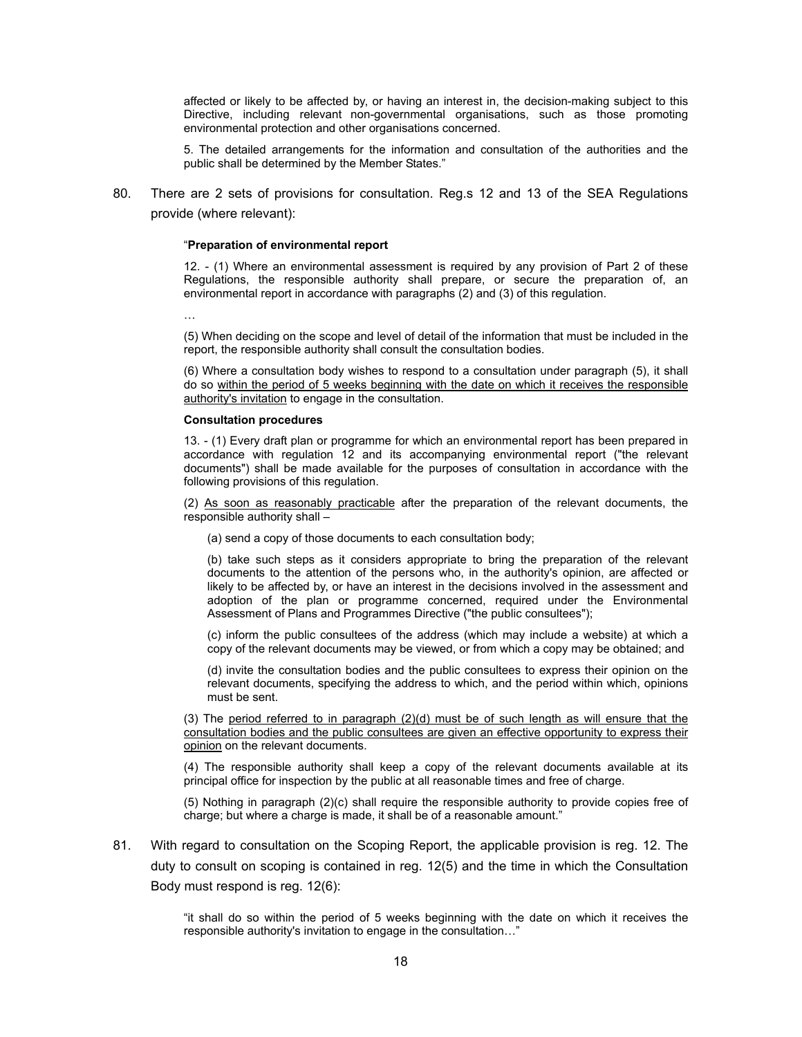affected or likely to be affected by, or having an interest in, the decision-making subject to this Directive, including relevant non-governmental organisations, such as those promoting environmental protection and other organisations concerned.

5. The detailed arrangements for the information and consultation of the authorities and the public shall be determined by the Member States."

80. There are 2 sets of provisions for consultation. Reg.s 12 and 13 of the SEA Regulations provide (where relevant):

> "**Preparation of environmental report**
>
> 12. - (1) Where an environmental assessment is required by any provision of Part 2 of these Regulations, the responsible authority shall prepare, or secure the preparation of, an environmental report in accordance with paragraphs (2) and (3) of this regulation.
>
> …
>
> (5) When deciding on the scope and level of detail of the information that must be included in the report, the responsible authority shall consult the consultation bodies.
>
> (6) Where a consultation body wishes to respond to a consultation under paragraph (5), it shall do so <u>within the period of 5 weeks beginning with the date on which it receives the responsible authority's invitation</u> to engage in the consultation.
>
> **Consultation procedures**
>
> 13. - (1) Every draft plan or programme for which an environmental report has been prepared in accordance with regulation 12 and its accompanying environmental report ("the relevant documents") shall be made available for the purposes of consultation in accordance with the following provisions of this regulation.
>
> (2) <u>As soon as reasonably practicable</u> after the preparation of the relevant documents, the responsible authority shall –
>
> (a) send a copy of those documents to each consultation body;
>
> (b) take such steps as it considers appropriate to bring the preparation of the relevant documents to the attention of the persons who, in the authority's opinion, are affected or likely to be affected by, or have an interest in the decisions involved in the assessment and adoption of the plan or programme concerned, required under the Environmental Assessment of Plans and Programmes Directive ("the public consultees");
>
> (c) inform the public consultees of the address (which may include a website) at which a copy of the relevant documents may be viewed, or from which a copy may be obtained; and
>
> (d) invite the consultation bodies and the public consultees to express their opinion on the relevant documents, specifying the address to which, and the period within which, opinions must be sent.
>
> (3) The <u>period referred to in paragraph (2)(d) must be of such length as will ensure that the consultation bodies and the public consultees are given an effective opportunity to express their opinion</u> on the relevant documents.
>
> (4) The responsible authority shall keep a copy of the relevant documents available at its principal office for inspection by the public at all reasonable times and free of charge.
>
> (5) Nothing in paragraph (2)(c) shall require the responsible authority to provide copies free of charge; but where a charge is made, it shall be of a reasonable amount."

81. With regard to consultation on the Scoping Report, the applicable provision is reg. 12. The duty to consult on scoping is contained in reg. 12(5) and the time in which the Consultation Body must respond is reg. 12(6):

> "it shall do so within the period of 5 weeks beginning with the date on which it receives the responsible authority's invitation to engage in the consultation…"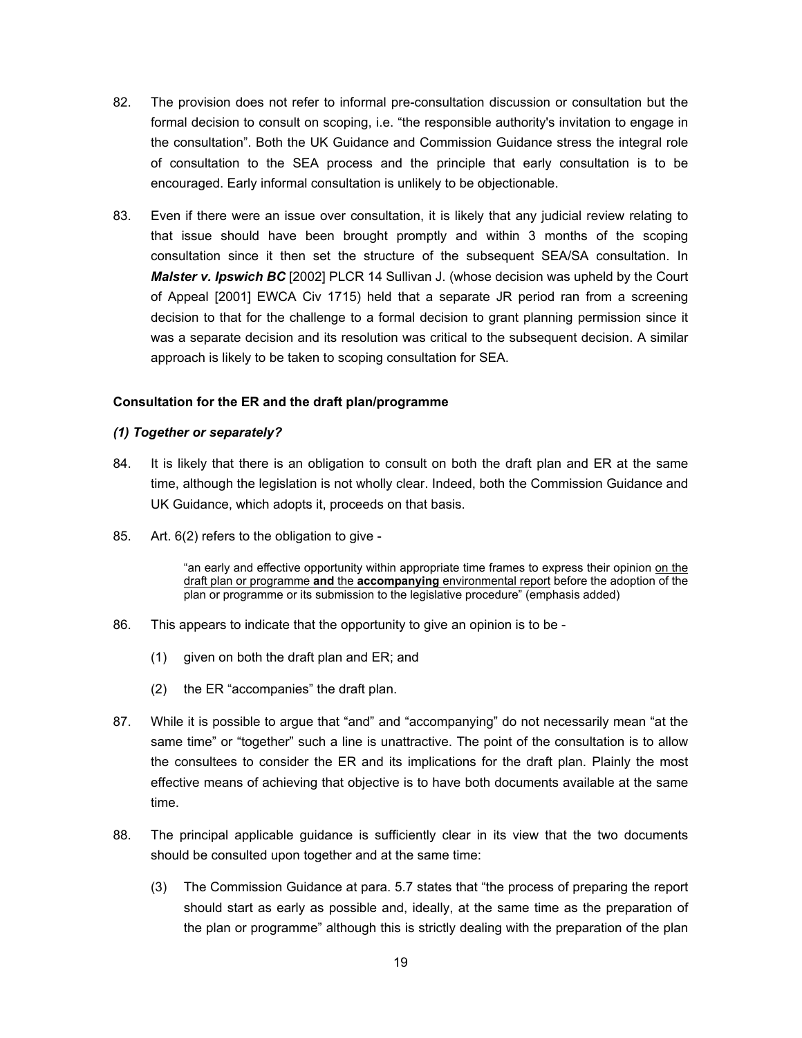82. The provision does not refer to informal pre-consultation discussion or consultation but the formal decision to consult on scoping, i.e. "the responsible authority's invitation to engage in the consultation". Both the UK Guidance and Commission Guidance stress the integral role of consultation to the SEA process and the principle that early consultation is to be encouraged. Early informal consultation is unlikely to be objectionable.

83. Even if there were an issue over consultation, it is likely that any judicial review relating to that issue should have been brought promptly and within 3 months of the scoping consultation since it then set the structure of the subsequent SEA/SA consultation. In ***Malster v. Ipswich BC*** [2002] PLCR 14 Sullivan J. (whose decision was upheld by the Court of Appeal [2001] EWCA Civ 1715) held that a separate JR period ran from a screening decision to that for the challenge to a formal decision to grant planning permission since it was a separate decision and its resolution was critical to the subsequent decision. A similar approach is likely to be taken to scoping consultation for SEA.

**Consultation for the ER and the draft plan/programme**

***(1) Together or separately?***

84. It is likely that there is an obligation to consult on both the draft plan and ER at the same time, although the legislation is not wholly clear. Indeed, both the Commission Guidance and UK Guidance, which adopts it, proceeds on that basis.

85. Art. 6(2) refers to the obligation to give -

> "an early and effective opportunity within appropriate time frames to express their opinion <u>on the draft plan or programme **and** the **accompanying** environmental report</u> before the adoption of the plan or programme or its submission to the legislative procedure" (emphasis added)

86. This appears to indicate that the opportunity to give an opinion is to be -

    (1) given on both the draft plan and ER; and

    (2) the ER "accompanies" the draft plan.

87. While it is possible to argue that "and" and "accompanying" do not necessarily mean "at the same time" or "together" such a line is unattractive. The point of the consultation is to allow the consultees to consider the ER and its implications for the draft plan. Plainly the most effective means of achieving that objective is to have both documents available at the same time.

88. The principal applicable guidance is sufficiently clear in its view that the two documents should be consulted upon together and at the same time:

    (3) The Commission Guidance at para. 5.7 states that "the process of preparing the report should start as early as possible and, ideally, at the same time as the preparation of the plan or programme" although this is strictly dealing with the preparation of the plan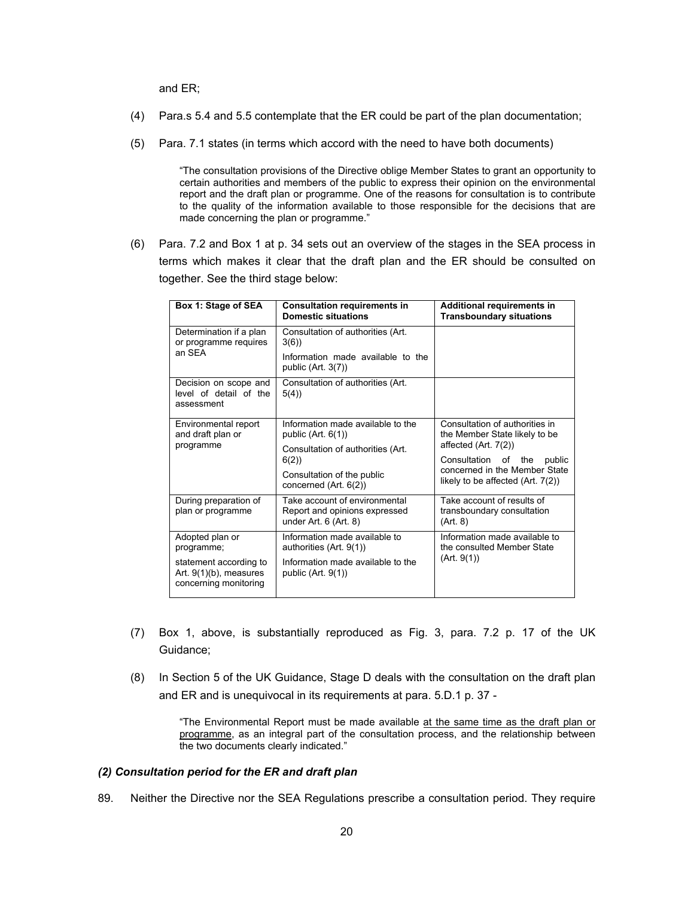and ER;

(4) Para.s 5.4 and 5.5 contemplate that the ER could be part of the plan documentation;

(5) Para. 7.1 states (in terms which accord with the need to have both documents)

> "The consultation provisions of the Directive oblige Member States to grant an opportunity to certain authorities and members of the public to express their opinion on the environmental report and the draft plan or programme. One of the reasons for consultation is to contribute to the quality of the information available to those responsible for the decisions that are made concerning the plan or programme."

(6) Para. 7.2 and Box 1 at p. 34 sets out an overview of the stages in the SEA process in terms which makes it clear that the draft plan and the ER should be consulted on together. See the third stage below:

| Box 1: Stage of SEA | Consultation requirements in Domestic situations | Additional requirements in Transboundary situations |
|---|---|---|
| Determination if a plan or programme requires an SEA | Consultation of authorities (Art. 3(6))<br>Information made available to the public (Art. 3(7)) | |
| Decision on scope and level of detail of the assessment | Consultation of authorities (Art. 5(4)) | |
| Environmental report and draft plan or programme | Information made available to the public (Art. 6(1))<br>Consultation of authorities (Art. 6(2))<br>Consultation of the public concerned (Art. 6(2)) | Consultation of authorities in the Member State likely to be affected (Art. 7(2))<br>Consultation of the public concerned in the Member State likely to be affected (Art. 7(2)) |
| During preparation of plan or programme | Take account of environmental Report and opinions expressed under Art. 6 (Art. 8) | Take account of results of transboundary consultation (Art. 8) |
| Adopted plan or programme;<br>statement according to Art. 9(1)(b), measures concerning monitoring | Information made available to authorities (Art. 9(1))<br>Information made available to the public (Art. 9(1)) | Information made available to the consulted Member State (Art. 9(1)) |

(7) Box 1, above, is substantially reproduced as Fig. 3, para. 7.2 p. 17 of the UK Guidance;

(8) In Section 5 of the UK Guidance, Stage D deals with the consultation on the draft plan and ER and is unequivocal in its requirements at para. 5.D.1 p. 37 -

> "The Environmental Report must be made available at the same time as the draft plan or programme, as an integral part of the consultation process, and the relationship between the two documents clearly indicated."

***(2) Consultation period for the ER and draft plan***

89. Neither the Directive nor the SEA Regulations prescribe a consultation period. They require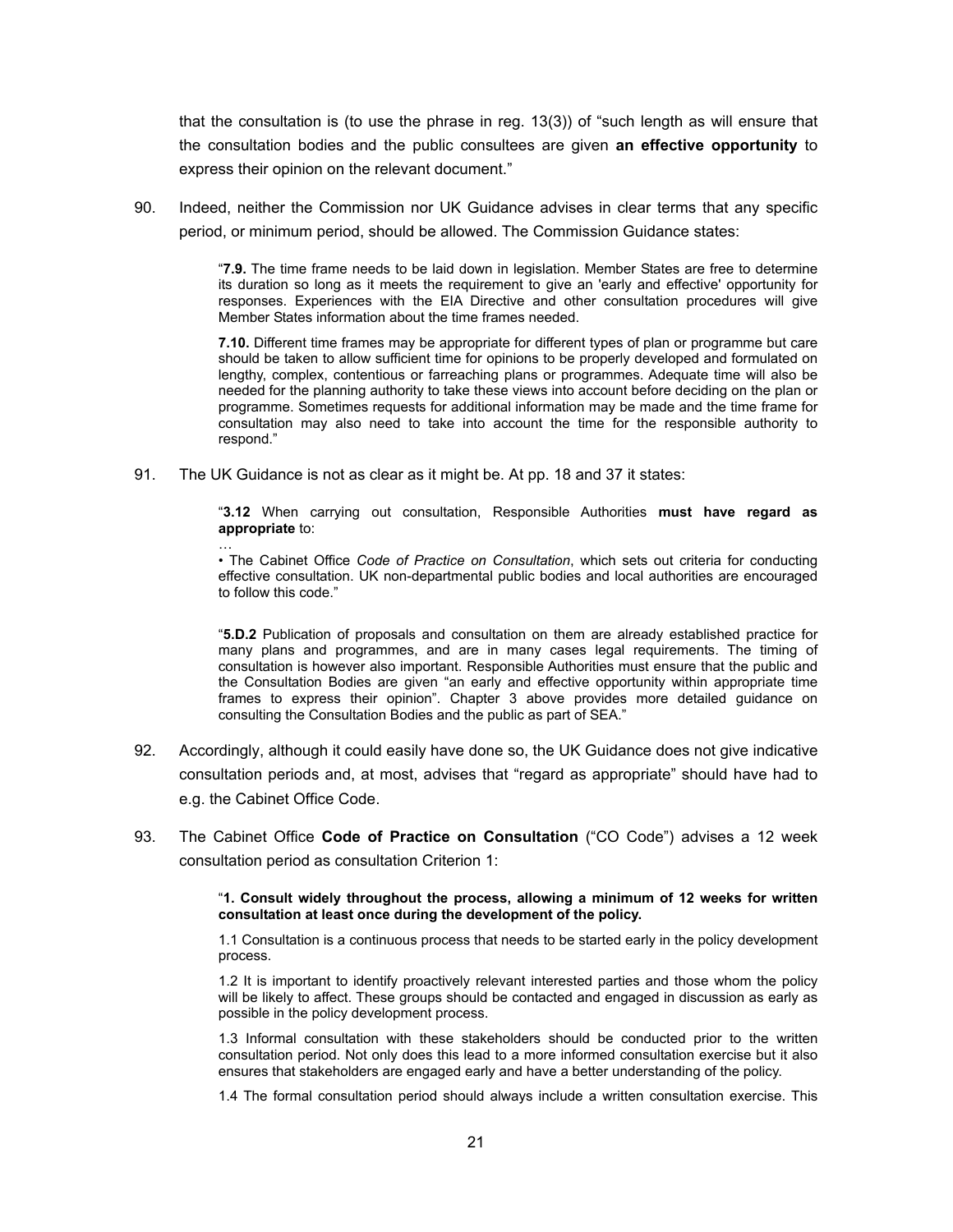that the consultation is (to use the phrase in reg. 13(3)) of "such length as will ensure that the consultation bodies and the public consultees are given **an effective opportunity** to express their opinion on the relevant document."

90. Indeed, neither the Commission nor UK Guidance advises in clear terms that any specific period, or minimum period, should be allowed. The Commission Guidance states:

> "**7.9.** The time frame needs to be laid down in legislation. Member States are free to determine its duration so long as it meets the requirement to give an 'early and effective' opportunity for responses. Experiences with the EIA Directive and other consultation procedures will give Member States information about the time frames needed.
>
> **7.10.** Different time frames may be appropriate for different types of plan or programme but care should be taken to allow sufficient time for opinions to be properly developed and formulated on lengthy, complex, contentious or farreaching plans or programmes. Adequate time will also be needed for the planning authority to take these views into account before deciding on the plan or programme. Sometimes requests for additional information may be made and the time frame for consultation may also need to take into account the time for the responsible authority to respond."

91. The UK Guidance is not as clear as it might be. At pp. 18 and 37 it states:

> "**3.12** When carrying out consultation, Responsible Authorities **must have regard as appropriate** to:
>
> …
>
> • The Cabinet Office *Code of Practice on Consultation*, which sets out criteria for conducting effective consultation. UK non-departmental public bodies and local authorities are encouraged to follow this code."

> "**5.D.2** Publication of proposals and consultation on them are already established practice for many plans and programmes, and are in many cases legal requirements. The timing of consultation is however also important. Responsible Authorities must ensure that the public and the Consultation Bodies are given "an early and effective opportunity within appropriate time frames to express their opinion". Chapter 3 above provides more detailed guidance on consulting the Consultation Bodies and the public as part of SEA."

92. Accordingly, although it could easily have done so, the UK Guidance does not give indicative consultation periods and, at most, advises that "regard as appropriate" should have had to e.g. the Cabinet Office Code.

93. The Cabinet Office **Code of Practice on Consultation** ("CO Code") advises a 12 week consultation period as consultation Criterion 1:

> "**1. Consult widely throughout the process, allowing a minimum of 12 weeks for written consultation at least once during the development of the policy.**
>
> 1.1 Consultation is a continuous process that needs to be started early in the policy development process.
>
> 1.2 It is important to identify proactively relevant interested parties and those whom the policy will be likely to affect. These groups should be contacted and engaged in discussion as early as possible in the policy development process.
>
> 1.3 Informal consultation with these stakeholders should be conducted prior to the written consultation period. Not only does this lead to a more informed consultation exercise but it also ensures that stakeholders are engaged early and have a better understanding of the policy.
>
> 1.4 The formal consultation period should always include a written consultation exercise. This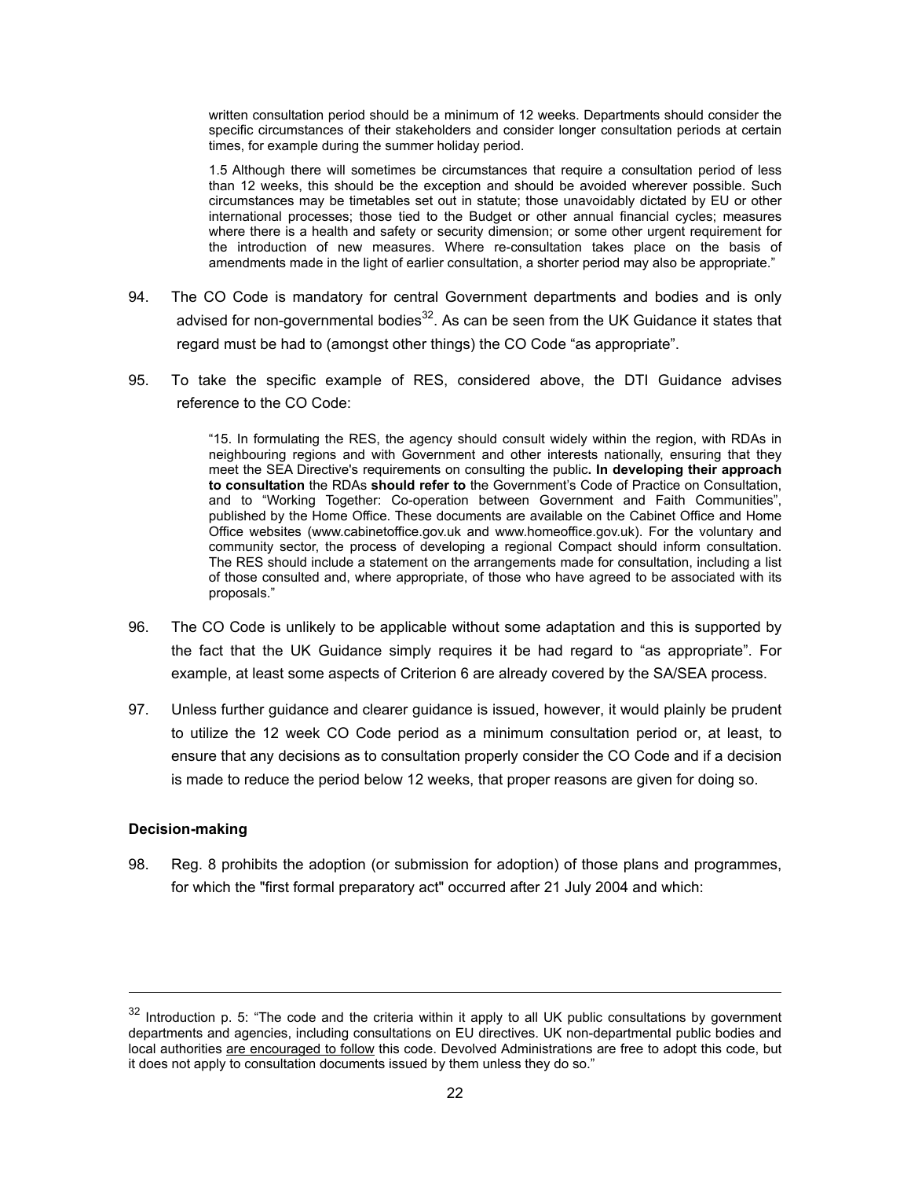> written consultation period should be a minimum of 12 weeks. Departments should consider the specific circumstances of their stakeholders and consider longer consultation periods at certain times, for example during the summer holiday period.
>
> 1.5 Although there will sometimes be circumstances that require a consultation period of less than 12 weeks, this should be the exception and should be avoided wherever possible. Such circumstances may be timetables set out in statute; those unavoidably dictated by EU or other international processes; those tied to the Budget or other annual financial cycles; measures where there is a health and safety or security dimension; or some other urgent requirement for the introduction of new measures. Where re-consultation takes place on the basis of amendments made in the light of earlier consultation, a shorter period may also be appropriate."

94. The CO Code is mandatory for central Government departments and bodies and is only advised for non-governmental bodies[32]. As can be seen from the UK Guidance it states that regard must be had to (amongst other things) the CO Code "as appropriate".

95. To take the specific example of RES, considered above, the DTI Guidance advises reference to the CO Code:

> "15. In formulating the RES, the agency should consult widely within the region, with RDAs in neighbouring regions and with Government and other interests nationally, ensuring that they meet the SEA Directive's requirements on consulting the public**. In developing their approach to consultation** the RDAs **should refer to** the Government's Code of Practice on Consultation, and to "Working Together: Co-operation between Government and Faith Communities", published by the Home Office. These documents are available on the Cabinet Office and Home Office websites (www.cabinetoffice.gov.uk and www.homeoffice.gov.uk). For the voluntary and community sector, the process of developing a regional Compact should inform consultation. The RES should include a statement on the arrangements made for consultation, including a list of those consulted and, where appropriate, of those who have agreed to be associated with its proposals."

96. The CO Code is unlikely to be applicable without some adaptation and this is supported by the fact that the UK Guidance simply requires it be had regard to "as appropriate". For example, at least some aspects of Criterion 6 are already covered by the SA/SEA process.

97. Unless further guidance and clearer guidance is issued, however, it would plainly be prudent to utilize the 12 week CO Code period as a minimum consultation period or, at least, to ensure that any decisions as to consultation properly consider the CO Code and if a decision is made to reduce the period below 12 weeks, that proper reasons are given for doing so.

**Decision-making**

98. Reg. 8 prohibits the adoption (or submission for adoption) of those plans and programmes, for which the "first formal preparatory act" occurred after 21 July 2004 and which:

---

[32] Introduction p. 5: "The code and the criteria within it apply to all UK public consultations by government departments and agencies, including consultations on EU directives. UK non-departmental public bodies and local authorities are encouraged to follow this code. Devolved Administrations are free to adopt this code, but it does not apply to consultation documents issued by them unless they do so."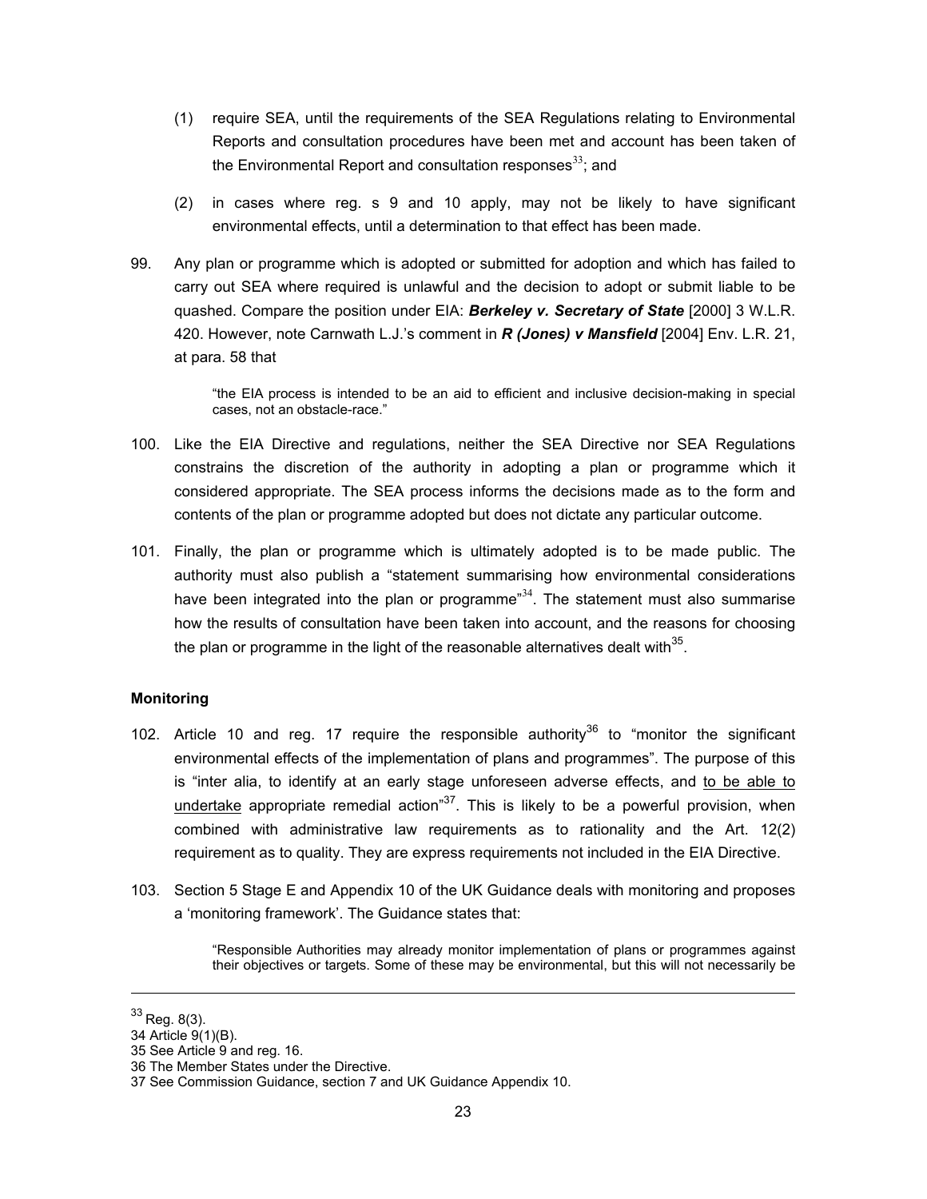(1) require SEA, until the requirements of the SEA Regulations relating to Environmental Reports and consultation procedures have been met and account has been taken of the Environmental Report and consultation responses[33]; and

(2) in cases where reg. s 9 and 10 apply, may not be likely to have significant environmental effects, until a determination to that effect has been made.

99. Any plan or programme which is adopted or submitted for adoption and which has failed to carry out SEA where required is unlawful and the decision to adopt or submit liable to be quashed. Compare the position under EIA: ***Berkeley v. Secretary of State*** [2000] 3 W.L.R. 420. However, note Carnwath L.J.'s comment in ***R (Jones) v Mansfield*** [2004] Env. L.R. 21, at para. 58 that

> "the EIA process is intended to be an aid to efficient and inclusive decision-making in special cases, not an obstacle-race."

100. Like the EIA Directive and regulations, neither the SEA Directive nor SEA Regulations constrains the discretion of the authority in adopting a plan or programme which it considered appropriate. The SEA process informs the decisions made as to the form and contents of the plan or programme adopted but does not dictate any particular outcome.

101. Finally, the plan or programme which is ultimately adopted is to be made public. The authority must also publish a "statement summarising how environmental considerations have been integrated into the plan or programme"[34]. The statement must also summarise how the results of consultation have been taken into account, and the reasons for choosing the plan or programme in the light of the reasonable alternatives dealt with[35].

**Monitoring**

102. Article 10 and reg. 17 require the responsible authority[36] to "monitor the significant environmental effects of the implementation of plans and programmes". The purpose of this is "inter alia, to identify at an early stage unforeseen adverse effects, and <u>to be able to undertake</u> appropriate remedial action"[37]. This is likely to be a powerful provision, when combined with administrative law requirements as to rationality and the Art. 12(2) requirement as to quality. They are express requirements not included in the EIA Directive.

103. Section 5 Stage E and Appendix 10 of the UK Guidance deals with monitoring and proposes a 'monitoring framework'. The Guidance states that:

> "Responsible Authorities may already monitor implementation of plans or programmes against their objectives or targets. Some of these may be environmental, but this will not necessarily be

---

[33] Reg. 8(3).

34 Article 9(1)(B).

35 See Article 9 and reg. 16.

36 The Member States under the Directive.

37 See Commission Guidance, section 7 and UK Guidance Appendix 10.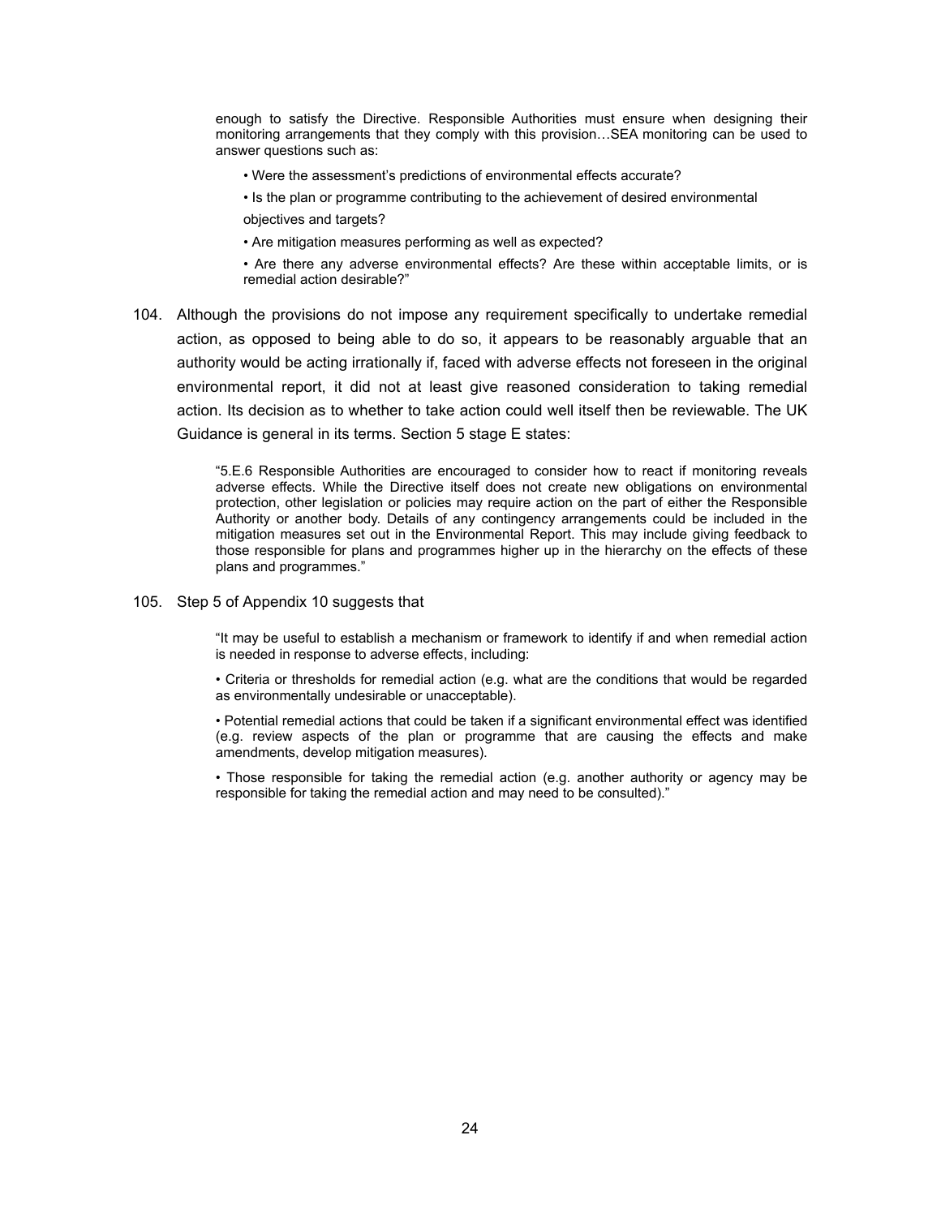> enough to satisfy the Directive. Responsible Authorities must ensure when designing their monitoring arrangements that they comply with this provision…SEA monitoring can be used to answer questions such as:
>
> • Were the assessment's predictions of environmental effects accurate?
>
> • Is the plan or programme contributing to the achievement of desired environmental objectives and targets?
>
> • Are mitigation measures performing as well as expected?
>
> • Are there any adverse environmental effects? Are these within acceptable limits, or is remedial action desirable?"

104. Although the provisions do not impose any requirement specifically to undertake remedial action, as opposed to being able to do so, it appears to be reasonably arguable that an authority would be acting irrationally if, faced with adverse effects not foreseen in the original environmental report, it did not at least give reasoned consideration to taking remedial action. Its decision as to whether to take action could well itself then be reviewable. The UK Guidance is general in its terms. Section 5 stage E states:

> "5.E.6 Responsible Authorities are encouraged to consider how to react if monitoring reveals adverse effects. While the Directive itself does not create new obligations on environmental protection, other legislation or policies may require action on the part of either the Responsible Authority or another body. Details of any contingency arrangements could be included in the mitigation measures set out in the Environmental Report. This may include giving feedback to those responsible for plans and programmes higher up in the hierarchy on the effects of these plans and programmes."

105. Step 5 of Appendix 10 suggests that

> "It may be useful to establish a mechanism or framework to identify if and when remedial action is needed in response to adverse effects, including:
>
> • Criteria or thresholds for remedial action (e.g. what are the conditions that would be regarded as environmentally undesirable or unacceptable).
>
> • Potential remedial actions that could be taken if a significant environmental effect was identified (e.g. review aspects of the plan or programme that are causing the effects and make amendments, develop mitigation measures).
>
> • Those responsible for taking the remedial action (e.g. another authority or agency may be responsible for taking the remedial action and may need to be consulted)."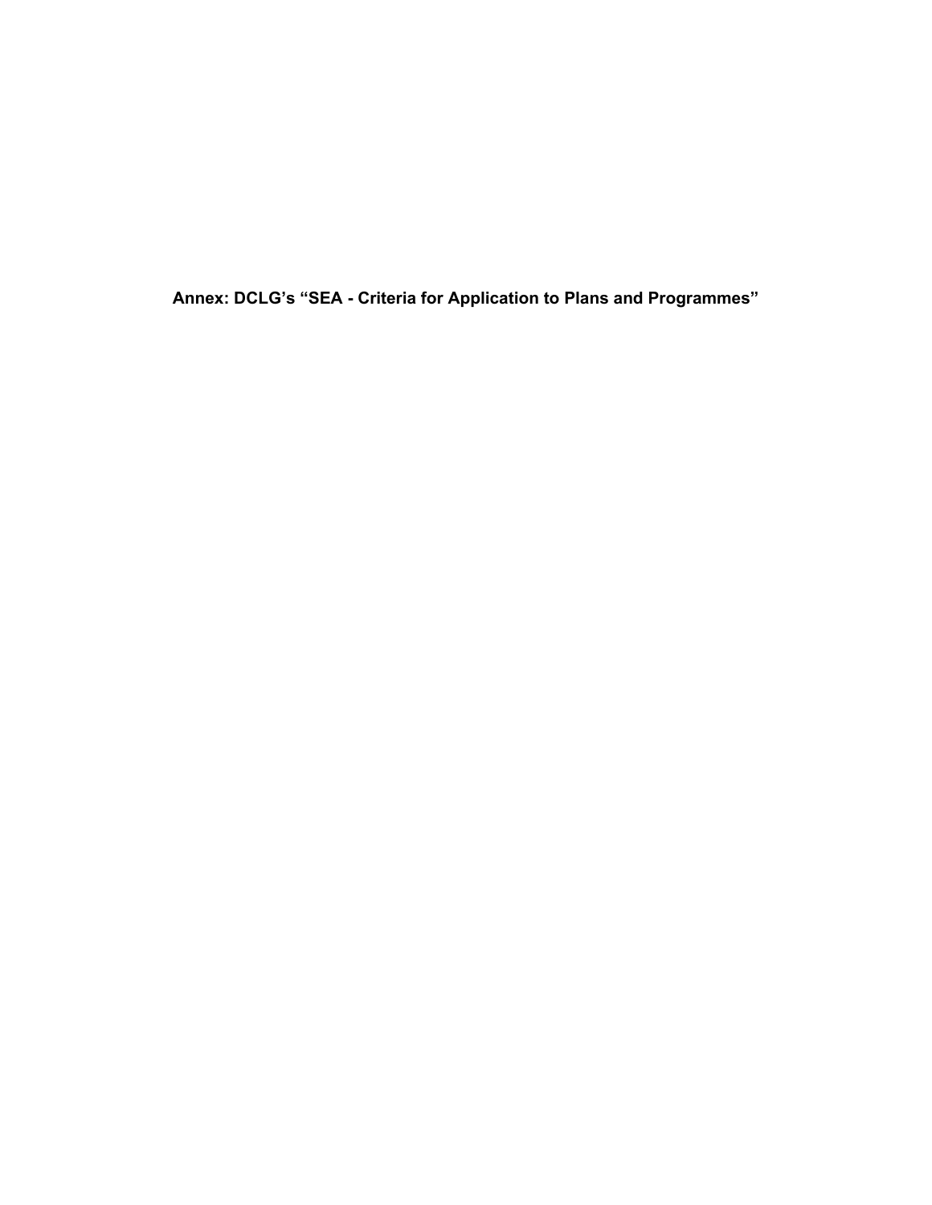**Annex: DCLG’s “SEA - Criteria for Application to Plans and Programmes”**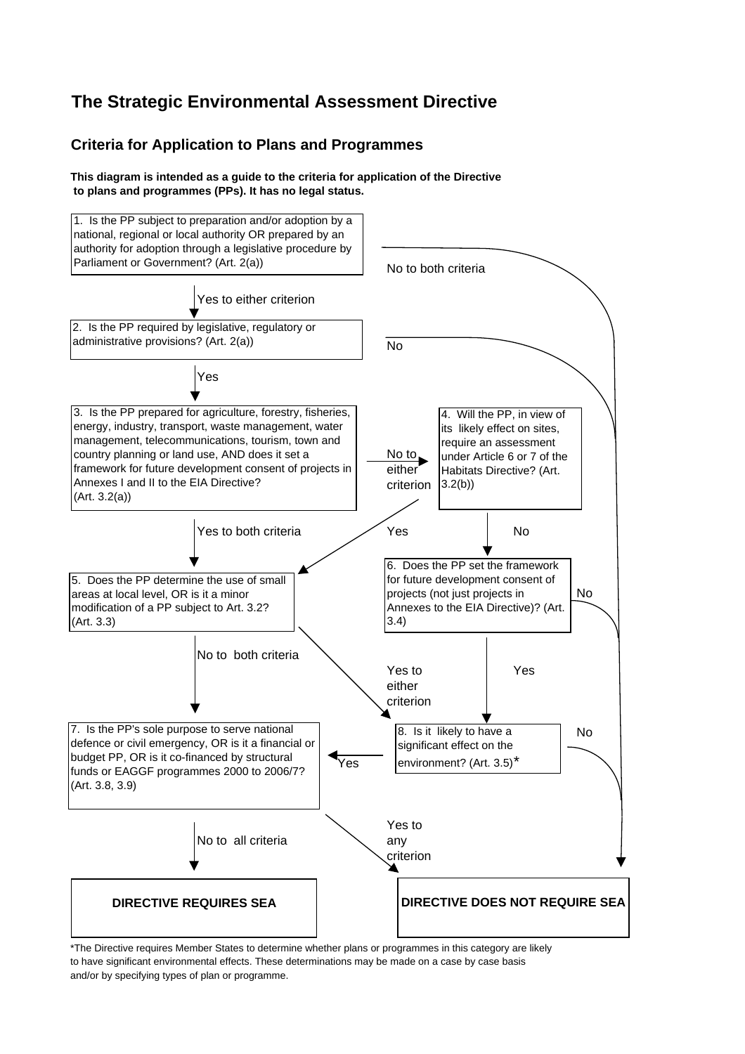# The Strategic Environmental Assessment Directive

## Criteria for Application to Plans and Programmes

**This diagram is intended as a guide to the criteria for application of the Directive to plans and programmes (PPs). It has no legal status.**

1. Is the PP subject to preparation and/or adoption by a national, regional or local authority OR prepared by an authority for adoption through a legislative procedure by Parliament or Government? (Art. 2(a))

No to both criteria

Yes to either criterion

2. Is the PP required by legislative, regulatory or administrative provisions? (Art. 2(a))

No

Yes

3. Is the PP prepared for agriculture, forestry, fisheries, energy, industry, transport, waste management, water management, telecommunications, tourism, town and country planning or land use, AND does it set a framework for future development consent of projects in Annexes I and II to the EIA Directive? (Art. 3.2(a))

No to either criterion

4. Will the PP, in view of its likely effect on sites, require an assessment under Article 6 or 7 of the Habitats Directive? (Art. 3.2(b))

Yes to both criteria

Yes

No

5. Does the PP determine the use of small areas at local level, OR is it a minor modification of a PP subject to Art. 3.2? (Art. 3.3)

6. Does the PP set the framework for future development consent of projects (not just projects in Annexes to the EIA Directive)? (Art. 3.4)

No

No to both criteria

Yes to either criterion

Yes

7. Is the PP's sole purpose to serve national defence or civil emergency, OR is it a financial or budget PP, OR is it co-financed by structural funds or EAGGF programmes 2000 to 2006/7? (Art. 3.8, 3.9)

Yes

8. Is it likely to have a significant effect on the environment? (Art. 3.5)*

No

No to all criteria

Yes to any criterion

**DIRECTIVE REQUIRES SEA**

**DIRECTIVE DOES NOT REQUIRE SEA**

*The Directive requires Member States to determine whether plans or programmes in this category are likely to have significant environmental effects. These determinations may be made on a case by case basis and/or by specifying types of plan or programme.